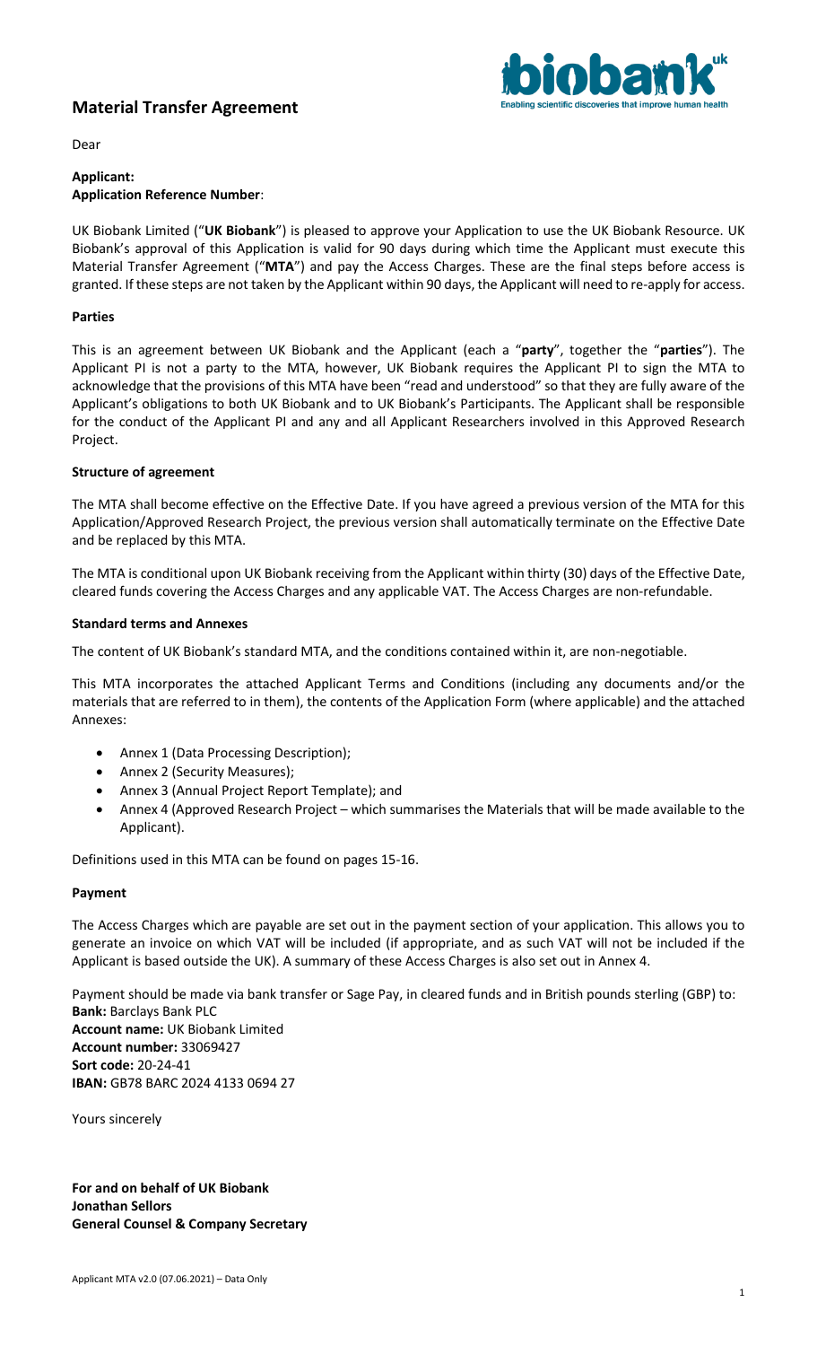# Material Transfer Agreement

Dear

**Applicant:**
**Application Reference Number**:

UK Biobank Limited ("**UK Biobank**") is pleased to approve your Application to use the UK Biobank Resource. UK Biobank's approval of this Application is valid for 90 days during which time the Applicant must execute this Material Transfer Agreement ("**MTA**") and pay the Access Charges. These are the final steps before access is granted. If these steps are not taken by the Applicant within 90 days, the Applicant will need to re-apply for access.

**Parties**

This is an agreement between UK Biobank and the Applicant (each a "**party**", together the "**parties**"). The Applicant PI is not a party to the MTA, however, UK Biobank requires the Applicant PI to sign the MTA to acknowledge that the provisions of this MTA have been "read and understood" so that they are fully aware of the Applicant's obligations to both UK Biobank and to UK Biobank's Participants. The Applicant shall be responsible for the conduct of the Applicant PI and any and all Applicant Researchers involved in this Approved Research Project.

**Structure of agreement**

The MTA shall become effective on the Effective Date. If you have agreed a previous version of the MTA for this Application/Approved Research Project, the previous version shall automatically terminate on the Effective Date and be replaced by this MTA.

The MTA is conditional upon UK Biobank receiving from the Applicant within thirty (30) days of the Effective Date, cleared funds covering the Access Charges and any applicable VAT. The Access Charges are non-refundable.

**Standard terms and Annexes**

The content of UK Biobank's standard MTA, and the conditions contained within it, are non-negotiable.

This MTA incorporates the attached Applicant Terms and Conditions (including any documents and/or the materials that are referred to in them), the contents of the Application Form (where applicable) and the attached Annexes:

- Annex 1 (Data Processing Description);
- Annex 2 (Security Measures);
- Annex 3 (Annual Project Report Template); and
- Annex 4 (Approved Research Project – which summarises the Materials that will be made available to the Applicant).

Definitions used in this MTA can be found on pages 15-16.

**Payment**

The Access Charges which are payable are set out in the payment section of your application. This allows you to generate an invoice on which VAT will be included (if appropriate, and as such VAT will not be included if the Applicant is based outside the UK). A summary of these Access Charges is also set out in Annex 4.

Payment should be made via bank transfer or Sage Pay, in cleared funds and in British pounds sterling (GBP) to:
**Bank:** Barclays Bank PLC
**Account name:** UK Biobank Limited
**Account number:** 33069427
**Sort code:** 20-24-41
**IBAN:** GB78 BARC 2024 4133 0694 27

Yours sincerely

**For and on behalf of UK Biobank**
**Jonathan Sellors**
**General Counsel & Company Secretary**

Applicant MTA v2.0 (07.06.2021) – Data Only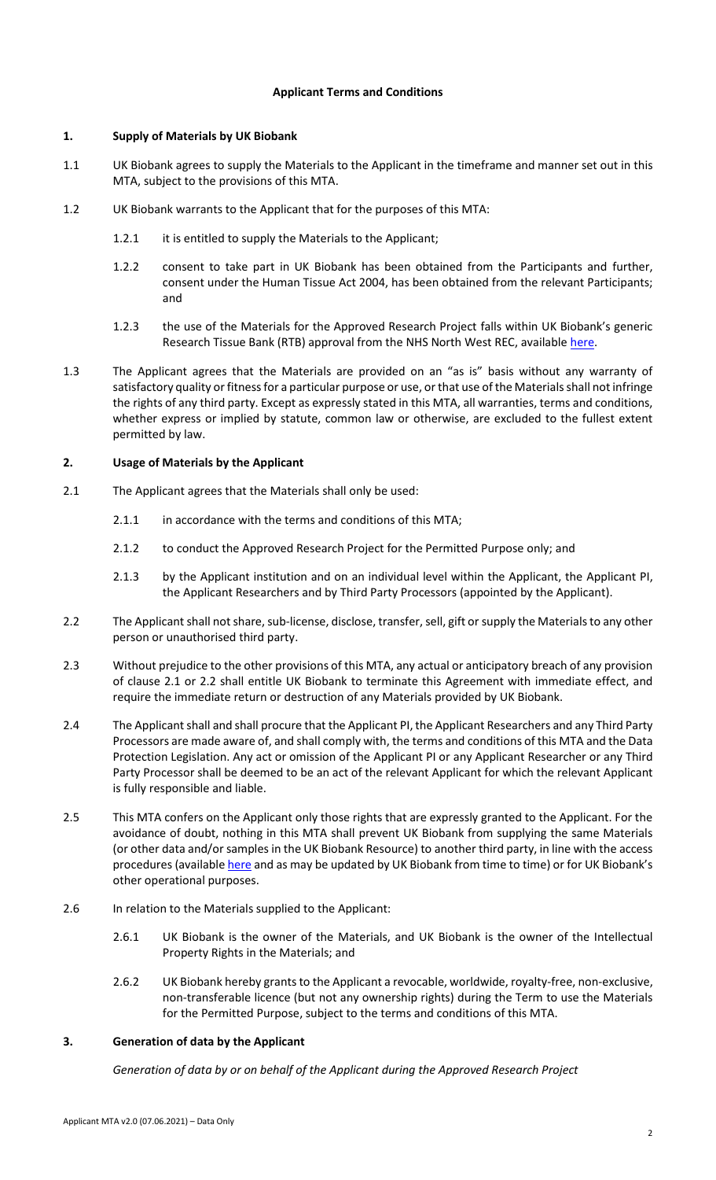## Applicant Terms and Conditions

### 1. Supply of Materials by UK Biobank

1.1 UK Biobank agrees to supply the Materials to the Applicant in the timeframe and manner set out in this MTA, subject to the provisions of this MTA.

1.2 UK Biobank warrants to the Applicant that for the purposes of this MTA:

1.2.1 it is entitled to supply the Materials to the Applicant;

1.2.2 consent to take part in UK Biobank has been obtained from the Participants and further, consent under the Human Tissue Act 2004, has been obtained from the relevant Participants; and

1.2.3 the use of the Materials for the Approved Research Project falls within UK Biobank's generic Research Tissue Bank (RTB) approval from the NHS North West REC, available here.

1.3 The Applicant agrees that the Materials are provided on an "as is" basis without any warranty of satisfactory quality or fitness for a particular purpose or use, or that use of the Materials shall not infringe the rights of any third party. Except as expressly stated in this MTA, all warranties, terms and conditions, whether express or implied by statute, common law or otherwise, are excluded to the fullest extent permitted by law.

### 2. Usage of Materials by the Applicant

2.1 The Applicant agrees that the Materials shall only be used:

2.1.1 in accordance with the terms and conditions of this MTA;

2.1.2 to conduct the Approved Research Project for the Permitted Purpose only; and

2.1.3 by the Applicant institution and on an individual level within the Applicant, the Applicant PI, the Applicant Researchers and by Third Party Processors (appointed by the Applicant).

2.2 The Applicant shall not share, sub-license, disclose, transfer, sell, gift or supply the Materials to any other person or unauthorised third party.

2.3 Without prejudice to the other provisions of this MTA, any actual or anticipatory breach of any provision of clause 2.1 or 2.2 shall entitle UK Biobank to terminate this Agreement with immediate effect, and require the immediate return or destruction of any Materials provided by UK Biobank.

2.4 The Applicant shall and shall procure that the Applicant PI, the Applicant Researchers and any Third Party Processors are made aware of, and shall comply with, the terms and conditions of this MTA and the Data Protection Legislation. Any act or omission of the Applicant PI or any Applicant Researcher or any Third Party Processor shall be deemed to be an act of the relevant Applicant for which the relevant Applicant is fully responsible and liable.

2.5 This MTA confers on the Applicant only those rights that are expressly granted to the Applicant. For the avoidance of doubt, nothing in this MTA shall prevent UK Biobank from supplying the same Materials (or other data and/or samples in the UK Biobank Resource) to another third party, in line with the access procedures (available here and as may be updated by UK Biobank from time to time) or for UK Biobank's other operational purposes.

2.6 In relation to the Materials supplied to the Applicant:

2.6.1 UK Biobank is the owner of the Materials, and UK Biobank is the owner of the Intellectual Property Rights in the Materials; and

2.6.2 UK Biobank hereby grants to the Applicant a revocable, worldwide, royalty-free, non-exclusive, non-transferable licence (but not any ownership rights) during the Term to use the Materials for the Permitted Purpose, subject to the terms and conditions of this MTA.

### 3. Generation of data by the Applicant

*Generation of data by or on behalf of the Applicant during the Approved Research Project*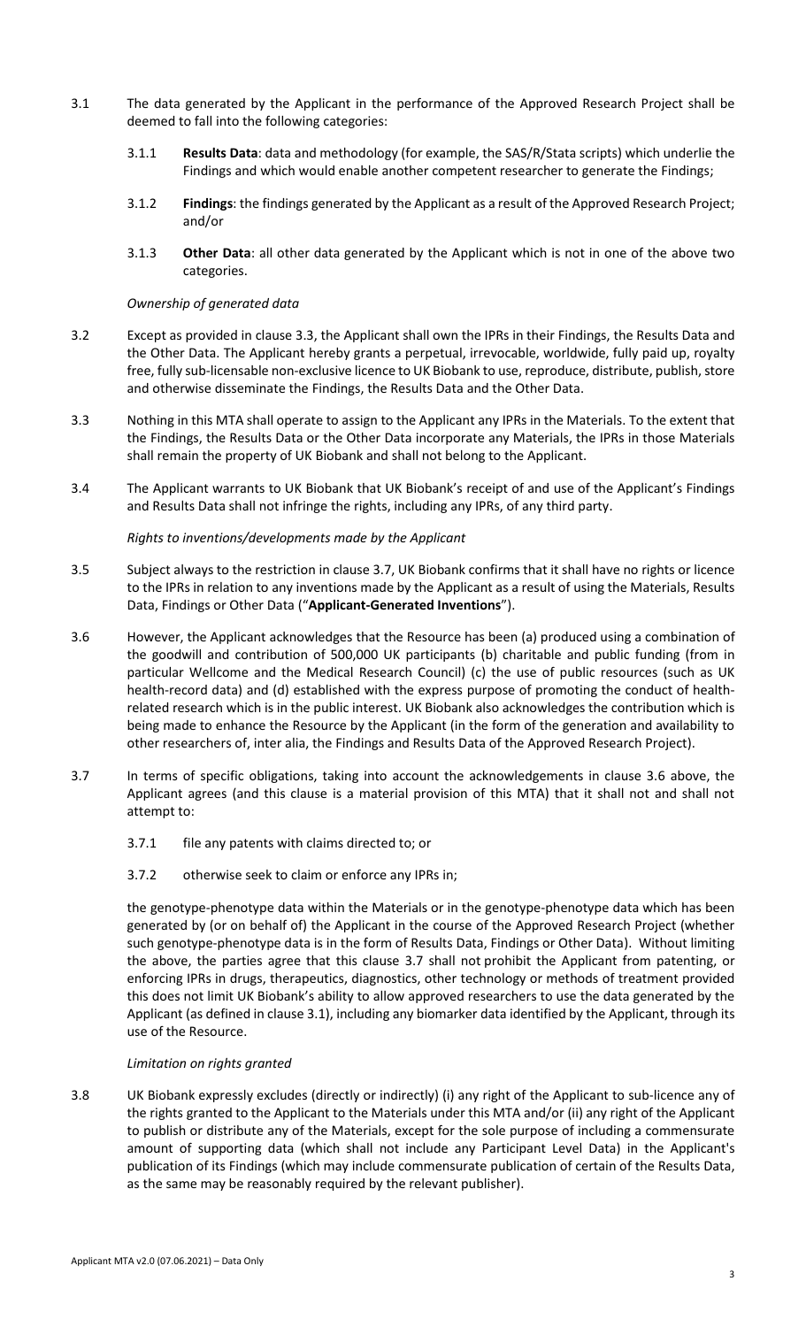3.1 The data generated by the Applicant in the performance of the Approved Research Project shall be deemed to fall into the following categories:

3.1.1 **Results Data**: data and methodology (for example, the SAS/R/Stata scripts) which underlie the Findings and which would enable another competent researcher to generate the Findings;

3.1.2 **Findings**: the findings generated by the Applicant as a result of the Approved Research Project; and/or

3.1.3 **Other Data**: all other data generated by the Applicant which is not in one of the above two categories.

*Ownership of generated data*

3.2 Except as provided in clause 3.3, the Applicant shall own the IPRs in their Findings, the Results Data and the Other Data. The Applicant hereby grants a perpetual, irrevocable, worldwide, fully paid up, royalty free, fully sub-licensable non-exclusive licence to UK Biobank to use, reproduce, distribute, publish, store and otherwise disseminate the Findings, the Results Data and the Other Data.

3.3 Nothing in this MTA shall operate to assign to the Applicant any IPRs in the Materials. To the extent that the Findings, the Results Data or the Other Data incorporate any Materials, the IPRs in those Materials shall remain the property of UK Biobank and shall not belong to the Applicant.

3.4 The Applicant warrants to UK Biobank that UK Biobank's receipt of and use of the Applicant's Findings and Results Data shall not infringe the rights, including any IPRs, of any third party.

*Rights to inventions/developments made by the Applicant*

3.5 Subject always to the restriction in clause 3.7, UK Biobank confirms that it shall have no rights or licence to the IPRs in relation to any inventions made by the Applicant as a result of using the Materials, Results Data, Findings or Other Data ("**Applicant-Generated Inventions**").

3.6 However, the Applicant acknowledges that the Resource has been (a) produced using a combination of the goodwill and contribution of 500,000 UK participants (b) charitable and public funding (from in particular Wellcome and the Medical Research Council) (c) the use of public resources (such as UK health-record data) and (d) established with the express purpose of promoting the conduct of health-related research which is in the public interest. UK Biobank also acknowledges the contribution which is being made to enhance the Resource by the Applicant (in the form of the generation and availability to other researchers of, inter alia, the Findings and Results Data of the Approved Research Project).

3.7 In terms of specific obligations, taking into account the acknowledgements in clause 3.6 above, the Applicant agrees (and this clause is a material provision of this MTA) that it shall not and shall not attempt to:

3.7.1 file any patents with claims directed to; or

3.7.2 otherwise seek to claim or enforce any IPRs in;

the genotype-phenotype data within the Materials or in the genotype-phenotype data which has been generated by (or on behalf of) the Applicant in the course of the Approved Research Project (whether such genotype-phenotype data is in the form of Results Data, Findings or Other Data). Without limiting the above, the parties agree that this clause 3.7 shall not prohibit the Applicant from patenting, or enforcing IPRs in drugs, therapeutics, diagnostics, other technology or methods of treatment provided this does not limit UK Biobank's ability to allow approved researchers to use the data generated by the Applicant (as defined in clause 3.1), including any biomarker data identified by the Applicant, through its use of the Resource.

*Limitation on rights granted*

3.8 UK Biobank expressly excludes (directly or indirectly) (i) any right of the Applicant to sub-licence any of the rights granted to the Applicant to the Materials under this MTA and/or (ii) any right of the Applicant to publish or distribute any of the Materials, except for the sole purpose of including a commensurate amount of supporting data (which shall not include any Participant Level Data) in the Applicant's publication of its Findings (which may include commensurate publication of certain of the Results Data, as the same may be reasonably required by the relevant publisher).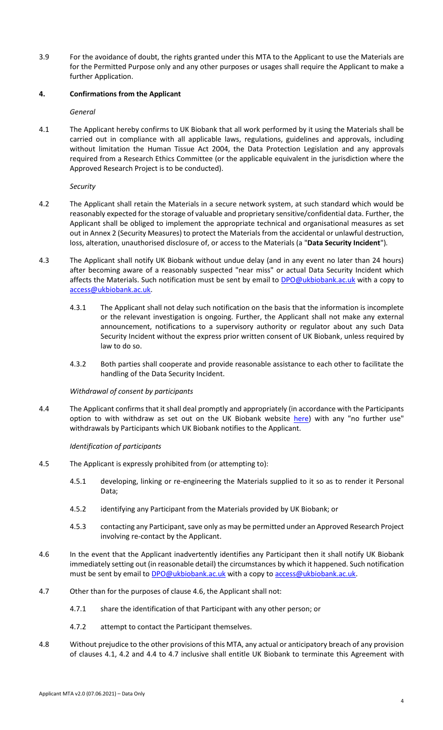3.9 For the avoidance of doubt, the rights granted under this MTA to the Applicant to use the Materials are for the Permitted Purpose only and any other purposes or usages shall require the Applicant to make a further Application.

## 4. Confirmations from the Applicant

*General*

4.1 The Applicant hereby confirms to UK Biobank that all work performed by it using the Materials shall be carried out in compliance with all applicable laws, regulations, guidelines and approvals, including without limitation the Human Tissue Act 2004, the Data Protection Legislation and any approvals required from a Research Ethics Committee (or the applicable equivalent in the jurisdiction where the Approved Research Project is to be conducted).

*Security*

4.2 The Applicant shall retain the Materials in a secure network system, at such standard which would be reasonably expected for the storage of valuable and proprietary sensitive/confidential data. Further, the Applicant shall be obliged to implement the appropriate technical and organisational measures as set out in Annex 2 (Security Measures) to protect the Materials from the accidental or unlawful destruction, loss, alteration, unauthorised disclosure of, or access to the Materials (a "**Data Security Incident**").

4.3 The Applicant shall notify UK Biobank without undue delay (and in any event no later than 24 hours) after becoming aware of a reasonably suspected "near miss" or actual Data Security Incident which affects the Materials. Such notification must be sent by email to DPO@ukbiobank.ac.uk with a copy to access@ukbiobank.ac.uk.

4.3.1 The Applicant shall not delay such notification on the basis that the information is incomplete or the relevant investigation is ongoing. Further, the Applicant shall not make any external announcement, notifications to a supervisory authority or regulator about any such Data Security Incident without the express prior written consent of UK Biobank, unless required by law to do so.

4.3.2 Both parties shall cooperate and provide reasonable assistance to each other to facilitate the handling of the Data Security Incident.

*Withdrawal of consent by participants*

4.4 The Applicant confirms that it shall deal promptly and appropriately (in accordance with the Participants option to with withdraw as set out on the UK Biobank website here) with any "no further use" withdrawals by Participants which UK Biobank notifies to the Applicant.

*Identification of participants*

4.5 The Applicant is expressly prohibited from (or attempting to):

4.5.1 developing, linking or re-engineering the Materials supplied to it so as to render it Personal Data;

4.5.2 identifying any Participant from the Materials provided by UK Biobank; or

4.5.3 contacting any Participant, save only as may be permitted under an Approved Research Project involving re-contact by the Applicant.

4.6 In the event that the Applicant inadvertently identifies any Participant then it shall notify UK Biobank immediately setting out (in reasonable detail) the circumstances by which it happened. Such notification must be sent by email to DPO@ukbiobank.ac.uk with a copy to access@ukbiobank.ac.uk.

4.7 Other than for the purposes of clause 4.6, the Applicant shall not:

4.7.1 share the identification of that Participant with any other person; or

4.7.2 attempt to contact the Participant themselves.

4.8 Without prejudice to the other provisions of this MTA, any actual or anticipatory breach of any provision of clauses 4.1, 4.2 and 4.4 to 4.7 inclusive shall entitle UK Biobank to terminate this Agreement with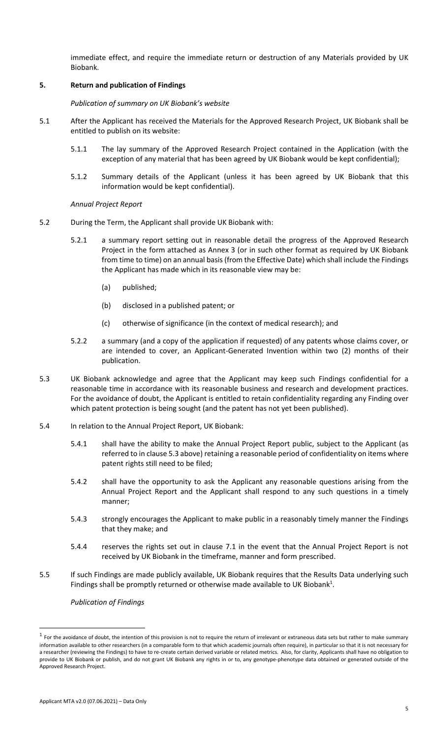immediate effect, and require the immediate return or destruction of any Materials provided by UK Biobank.

## 5. Return and publication of Findings

*Publication of summary on UK Biobank's website*

5.1 After the Applicant has received the Materials for the Approved Research Project, UK Biobank shall be entitled to publish on its website:

5.1.1 The lay summary of the Approved Research Project contained in the Application (with the exception of any material that has been agreed by UK Biobank would be kept confidential);

5.1.2 Summary details of the Applicant (unless it has been agreed by UK Biobank that this information would be kept confidential).

*Annual Project Report*

5.2 During the Term, the Applicant shall provide UK Biobank with:

5.2.1 a summary report setting out in reasonable detail the progress of the Approved Research Project in the form attached as Annex 3 (or in such other format as required by UK Biobank from time to time) on an annual basis (from the Effective Date) which shall include the Findings the Applicant has made which in its reasonable view may be:

(a) published;

(b) disclosed in a published patent; or

(c) otherwise of significance (in the context of medical research); and

5.2.2 a summary (and a copy of the application if requested) of any patents whose claims cover, or are intended to cover, an Applicant-Generated Invention within two (2) months of their publication.

5.3 UK Biobank acknowledge and agree that the Applicant may keep such Findings confidential for a reasonable time in accordance with its reasonable business and research and development practices. For the avoidance of doubt, the Applicant is entitled to retain confidentiality regarding any Finding over which patent protection is being sought (and the patent has not yet been published).

5.4 In relation to the Annual Project Report, UK Biobank:

5.4.1 shall have the ability to make the Annual Project Report public, subject to the Applicant (as referred to in clause 5.3 above) retaining a reasonable period of confidentiality on items where patent rights still need to be filed;

5.4.2 shall have the opportunity to ask the Applicant any reasonable questions arising from the Annual Project Report and the Applicant shall respond to any such questions in a timely manner;

5.4.3 strongly encourages the Applicant to make public in a reasonably timely manner the Findings that they make; and

5.4.4 reserves the rights set out in clause 7.1 in the event that the Annual Project Report is not received by UK Biobank in the timeframe, manner and form prescribed.

5.5 If such Findings are made publicly available, UK Biobank requires that the Results Data underlying such Findings shall be promptly returned or otherwise made available to UK Biobank[1].

*Publication of Findings*

[1] For the avoidance of doubt, the intention of this provision is not to require the return of irrelevant or extraneous data sets but rather to make summary information available to other researchers (in a comparable form to that which academic journals often require), in particular so that it is not necessary for a researcher (reviewing the Findings) to have to re-create certain derived variable or related metrics. Also, for clarity, Applicants shall have no obligation to provide to UK Biobank or publish, and do not grant UK Biobank any rights in or to, any genotype-phenotype data obtained or generated outside of the Approved Research Project.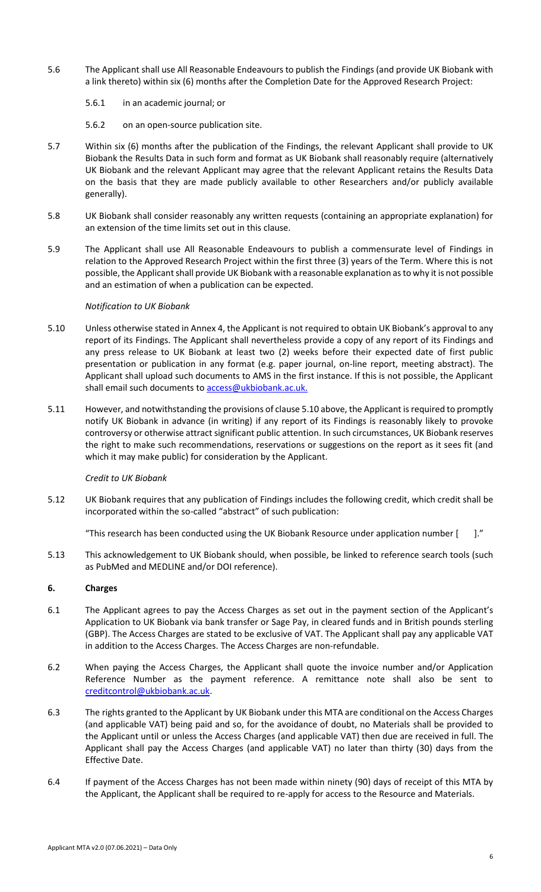5.6 The Applicant shall use All Reasonable Endeavours to publish the Findings (and provide UK Biobank with a link thereto) within six (6) months after the Completion Date for the Approved Research Project:

5.6.1 in an academic journal; or

5.6.2 on an open-source publication site.

5.7 Within six (6) months after the publication of the Findings, the relevant Applicant shall provide to UK Biobank the Results Data in such form and format as UK Biobank shall reasonably require (alternatively UK Biobank and the relevant Applicant may agree that the relevant Applicant retains the Results Data on the basis that they are made publicly available to other Researchers and/or publicly available generally).

5.8 UK Biobank shall consider reasonably any written requests (containing an appropriate explanation) for an extension of the time limits set out in this clause.

5.9 The Applicant shall use All Reasonable Endeavours to publish a commensurate level of Findings in relation to the Approved Research Project within the first three (3) years of the Term. Where this is not possible, the Applicant shall provide UK Biobank with a reasonable explanation as to why it is not possible and an estimation of when a publication can be expected.

*Notification to UK Biobank*

5.10 Unless otherwise stated in Annex 4, the Applicant is not required to obtain UK Biobank's approval to any report of its Findings. The Applicant shall nevertheless provide a copy of any report of its Findings and any press release to UK Biobank at least two (2) weeks before their expected date of first public presentation or publication in any format (e.g. paper journal, on-line report, meeting abstract). The Applicant shall upload such documents to AMS in the first instance. If this is not possible, the Applicant shall email such documents to access@ukbiobank.ac.uk.

5.11 However, and notwithstanding the provisions of clause 5.10 above, the Applicant is required to promptly notify UK Biobank in advance (in writing) if any report of its Findings is reasonably likely to provoke controversy or otherwise attract significant public attention. In such circumstances, UK Biobank reserves the right to make such recommendations, reservations or suggestions on the report as it sees fit (and which it may make public) for consideration by the Applicant.

*Credit to UK Biobank*

5.12 UK Biobank requires that any publication of Findings includes the following credit, which credit shall be incorporated within the so-called "abstract" of such publication:

"This research has been conducted using the UK Biobank Resource under application number [ ]."

5.13 This acknowledgement to UK Biobank should, when possible, be linked to reference search tools (such as PubMed and MEDLINE and/or DOI reference).

## 6. Charges

6.1 The Applicant agrees to pay the Access Charges as set out in the payment section of the Applicant's Application to UK Biobank via bank transfer or Sage Pay, in cleared funds and in British pounds sterling (GBP). The Access Charges are stated to be exclusive of VAT. The Applicant shall pay any applicable VAT in addition to the Access Charges. The Access Charges are non-refundable.

6.2 When paying the Access Charges, the Applicant shall quote the invoice number and/or Application Reference Number as the payment reference. A remittance note shall also be sent to creditcontrol@ukbiobank.ac.uk.

6.3 The rights granted to the Applicant by UK Biobank under this MTA are conditional on the Access Charges (and applicable VAT) being paid and so, for the avoidance of doubt, no Materials shall be provided to the Applicant until or unless the Access Charges (and applicable VAT) then due are received in full. The Applicant shall pay the Access Charges (and applicable VAT) no later than thirty (30) days from the Effective Date.

6.4 If payment of the Access Charges has not been made within ninety (90) days of receipt of this MTA by the Applicant, the Applicant shall be required to re-apply for access to the Resource and Materials.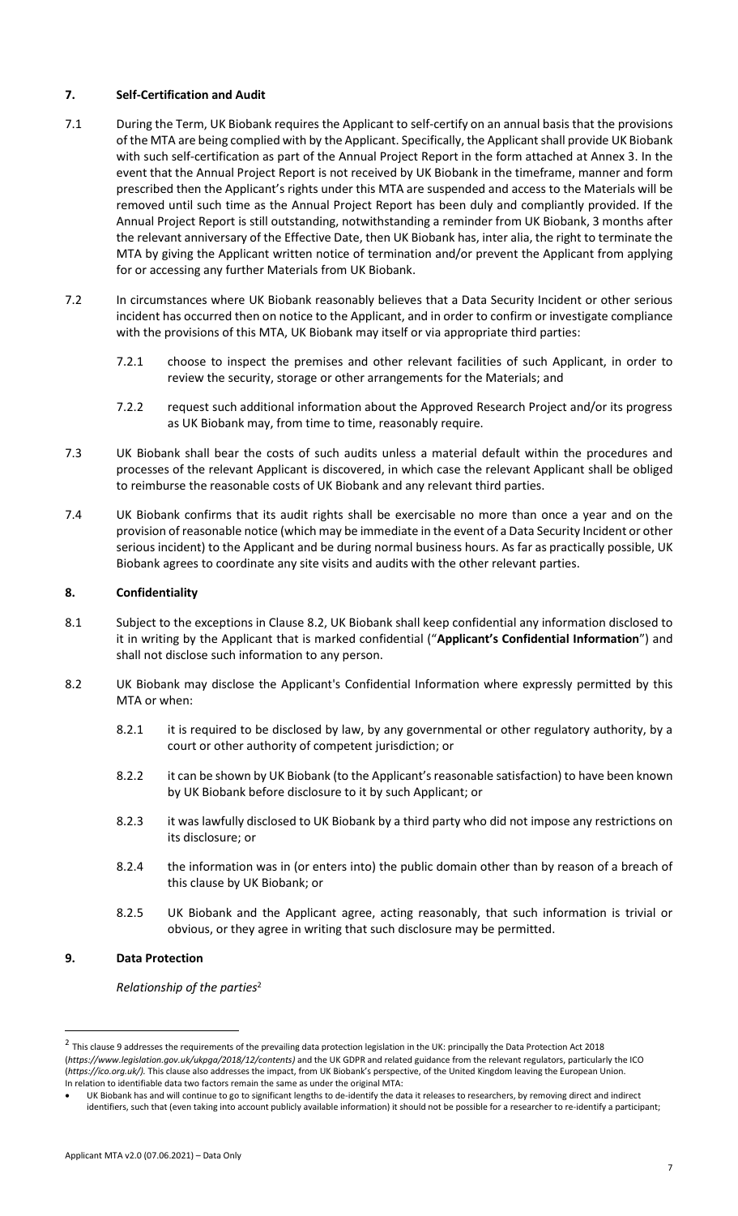## 7. Self-Certification and Audit

7.1 During the Term, UK Biobank requires the Applicant to self-certify on an annual basis that the provisions of the MTA are being complied with by the Applicant. Specifically, the Applicant shall provide UK Biobank with such self-certification as part of the Annual Project Report in the form attached at Annex 3. In the event that the Annual Project Report is not received by UK Biobank in the timeframe, manner and form prescribed then the Applicant's rights under this MTA are suspended and access to the Materials will be removed until such time as the Annual Project Report has been duly and compliantly provided. If the Annual Project Report is still outstanding, notwithstanding a reminder from UK Biobank, 3 months after the relevant anniversary of the Effective Date, then UK Biobank has, inter alia, the right to terminate the MTA by giving the Applicant written notice of termination and/or prevent the Applicant from applying for or accessing any further Materials from UK Biobank.

7.2 In circumstances where UK Biobank reasonably believes that a Data Security Incident or other serious incident has occurred then on notice to the Applicant, and in order to confirm or investigate compliance with the provisions of this MTA, UK Biobank may itself or via appropriate third parties:

7.2.1 choose to inspect the premises and other relevant facilities of such Applicant, in order to review the security, storage or other arrangements for the Materials; and

7.2.2 request such additional information about the Approved Research Project and/or its progress as UK Biobank may, from time to time, reasonably require.

7.3 UK Biobank shall bear the costs of such audits unless a material default within the procedures and processes of the relevant Applicant is discovered, in which case the relevant Applicant shall be obliged to reimburse the reasonable costs of UK Biobank and any relevant third parties.

7.4 UK Biobank confirms that its audit rights shall be exercisable no more than once a year and on the provision of reasonable notice (which may be immediate in the event of a Data Security Incident or other serious incident) to the Applicant and be during normal business hours. As far as practically possible, UK Biobank agrees to coordinate any site visits and audits with the other relevant parties.

## 8. Confidentiality

8.1 Subject to the exceptions in Clause 8.2, UK Biobank shall keep confidential any information disclosed to it in writing by the Applicant that is marked confidential ("**Applicant's Confidential Information**") and shall not disclose such information to any person.

8.2 UK Biobank may disclose the Applicant's Confidential Information where expressly permitted by this MTA or when:

8.2.1 it is required to be disclosed by law, by any governmental or other regulatory authority, by a court or other authority of competent jurisdiction; or

8.2.2 it can be shown by UK Biobank (to the Applicant's reasonable satisfaction) to have been known by UK Biobank before disclosure to it by such Applicant; or

8.2.3 it was lawfully disclosed to UK Biobank by a third party who did not impose any restrictions on its disclosure; or

8.2.4 the information was in (or enters into) the public domain other than by reason of a breach of this clause by UK Biobank; or

8.2.5 UK Biobank and the Applicant agree, acting reasonably, that such information is trivial or obvious, or they agree in writing that such disclosure may be permitted.

## 9. Data Protection

*Relationship of the parties*[2]

---

[2] This clause 9 addresses the requirements of the prevailing data protection legislation in the UK: principally the Data Protection Act 2018 (*https://www.legislation.gov.uk/ukpga/2018/12/contents)* and the UK GDPR and related guidance from the relevant regulators, particularly the ICO (*https://ico.org.uk/).* This clause also addresses the impact, from UK Biobank's perspective, of the United Kingdom leaving the European Union. In relation to identifiable data two factors remain the same as under the original MTA:

- UK Biobank has and will continue to go to significant lengths to de-identify the data it releases to researchers, by removing direct and indirect identifiers, such that (even taking into account publicly available information) it should not be possible for a researcher to re-identify a participant;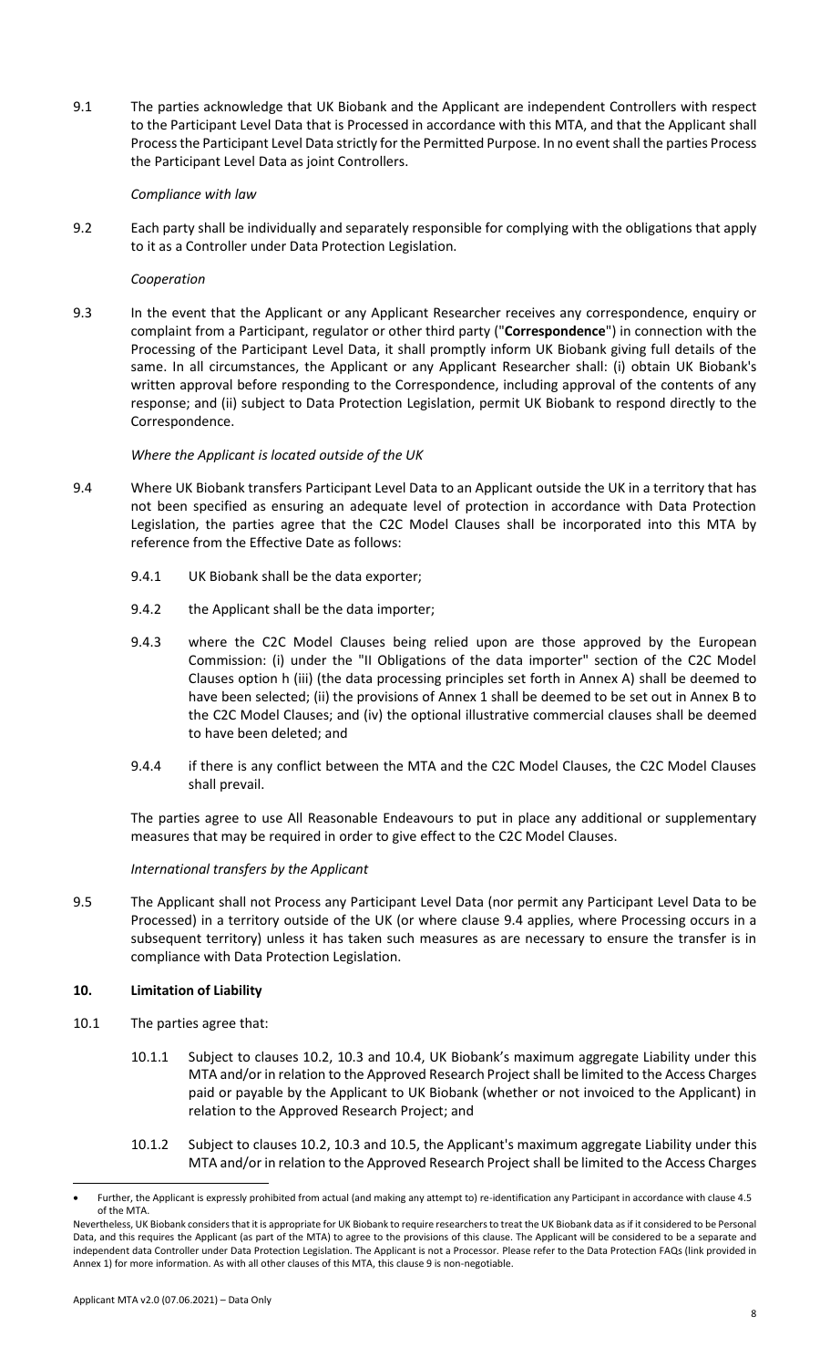9.1 The parties acknowledge that UK Biobank and the Applicant are independent Controllers with respect to the Participant Level Data that is Processed in accordance with this MTA, and that the Applicant shall Process the Participant Level Data strictly for the Permitted Purpose. In no event shall the parties Process the Participant Level Data as joint Controllers.

*Compliance with law*

9.2 Each party shall be individually and separately responsible for complying with the obligations that apply to it as a Controller under Data Protection Legislation.

*Cooperation*

9.3 In the event that the Applicant or any Applicant Researcher receives any correspondence, enquiry or complaint from a Participant, regulator or other third party ("**Correspondence**") in connection with the Processing of the Participant Level Data, it shall promptly inform UK Biobank giving full details of the same. In all circumstances, the Applicant or any Applicant Researcher shall: (i) obtain UK Biobank's written approval before responding to the Correspondence, including approval of the contents of any response; and (ii) subject to Data Protection Legislation, permit UK Biobank to respond directly to the Correspondence.

*Where the Applicant is located outside of the UK*

9.4 Where UK Biobank transfers Participant Level Data to an Applicant outside the UK in a territory that has not been specified as ensuring an adequate level of protection in accordance with Data Protection Legislation, the parties agree that the C2C Model Clauses shall be incorporated into this MTA by reference from the Effective Date as follows:

9.4.1 UK Biobank shall be the data exporter;

9.4.2 the Applicant shall be the data importer;

9.4.3 where the C2C Model Clauses being relied upon are those approved by the European Commission: (i) under the "II Obligations of the data importer" section of the C2C Model Clauses option h (iii) (the data processing principles set forth in Annex A) shall be deemed to have been selected; (ii) the provisions of Annex 1 shall be deemed to be set out in Annex B to the C2C Model Clauses; and (iv) the optional illustrative commercial clauses shall be deemed to have been deleted; and

9.4.4 if there is any conflict between the MTA and the C2C Model Clauses, the C2C Model Clauses shall prevail.

The parties agree to use All Reasonable Endeavours to put in place any additional or supplementary measures that may be required in order to give effect to the C2C Model Clauses.

*International transfers by the Applicant*

9.5 The Applicant shall not Process any Participant Level Data (nor permit any Participant Level Data to be Processed) in a territory outside of the UK (or where clause 9.4 applies, where Processing occurs in a subsequent territory) unless it has taken such measures as are necessary to ensure the transfer is in compliance with Data Protection Legislation.

## 10. Limitation of Liability

10.1 The parties agree that:

10.1.1 Subject to clauses 10.2, 10.3 and 10.4, UK Biobank's maximum aggregate Liability under this MTA and/or in relation to the Approved Research Project shall be limited to the Access Charges paid or payable by the Applicant to UK Biobank (whether or not invoiced to the Applicant) in relation to the Approved Research Project; and

10.1.2 Subject to clauses 10.2, 10.3 and 10.5, the Applicant's maximum aggregate Liability under this MTA and/or in relation to the Approved Research Project shall be limited to the Access Charges

---

- Further, the Applicant is expressly prohibited from actual (and making any attempt to) re-identification any Participant in accordance with clause 4.5 of the MTA.

Nevertheless, UK Biobank considers that it is appropriate for UK Biobank to require researchers to treat the UK Biobank data as if it considered to be Personal Data, and this requires the Applicant (as part of the MTA) to agree to the provisions of this clause. The Applicant will be considered to be a separate and independent data Controller under Data Protection Legislation. The Applicant is not a Processor. Please refer to the Data Protection FAQs (link provided in Annex 1) for more information. As with all other clauses of this MTA, this clause 9 is non-negotiable.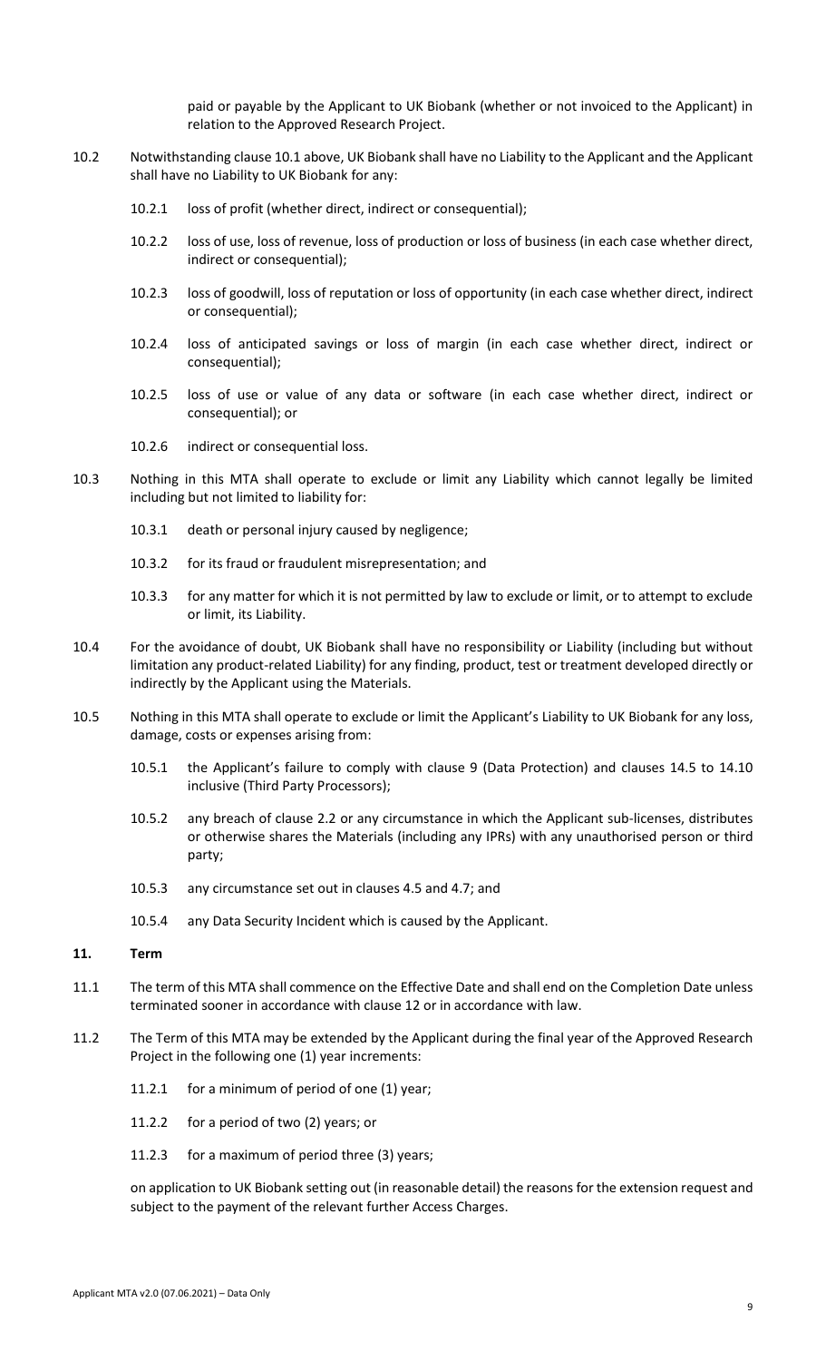paid or payable by the Applicant to UK Biobank (whether or not invoiced to the Applicant) in relation to the Approved Research Project.

10.2 Notwithstanding clause 10.1 above, UK Biobank shall have no Liability to the Applicant and the Applicant shall have no Liability to UK Biobank for any:

10.2.1 loss of profit (whether direct, indirect or consequential);

10.2.2 loss of use, loss of revenue, loss of production or loss of business (in each case whether direct, indirect or consequential);

10.2.3 loss of goodwill, loss of reputation or loss of opportunity (in each case whether direct, indirect or consequential);

10.2.4 loss of anticipated savings or loss of margin (in each case whether direct, indirect or consequential);

10.2.5 loss of use or value of any data or software (in each case whether direct, indirect or consequential); or

10.2.6 indirect or consequential loss.

10.3 Nothing in this MTA shall operate to exclude or limit any Liability which cannot legally be limited including but not limited to liability for:

10.3.1 death or personal injury caused by negligence;

10.3.2 for its fraud or fraudulent misrepresentation; and

10.3.3 for any matter for which it is not permitted by law to exclude or limit, or to attempt to exclude or limit, its Liability.

10.4 For the avoidance of doubt, UK Biobank shall have no responsibility or Liability (including but without limitation any product-related Liability) for any finding, product, test or treatment developed directly or indirectly by the Applicant using the Materials.

10.5 Nothing in this MTA shall operate to exclude or limit the Applicant's Liability to UK Biobank for any loss, damage, costs or expenses arising from:

10.5.1 the Applicant's failure to comply with clause 9 (Data Protection) and clauses 14.5 to 14.10 inclusive (Third Party Processors);

10.5.2 any breach of clause 2.2 or any circumstance in which the Applicant sub-licenses, distributes or otherwise shares the Materials (including any IPRs) with any unauthorised person or third party;

10.5.3 any circumstance set out in clauses 4.5 and 4.7; and

10.5.4 any Data Security Incident which is caused by the Applicant.

## 11. Term

11.1 The term of this MTA shall commence on the Effective Date and shall end on the Completion Date unless terminated sooner in accordance with clause 12 or in accordance with law.

11.2 The Term of this MTA may be extended by the Applicant during the final year of the Approved Research Project in the following one (1) year increments:

11.2.1 for a minimum of period of one (1) year;

11.2.2 for a period of two (2) years; or

11.2.3 for a maximum of period three (3) years;

on application to UK Biobank setting out (in reasonable detail) the reasons for the extension request and subject to the payment of the relevant further Access Charges.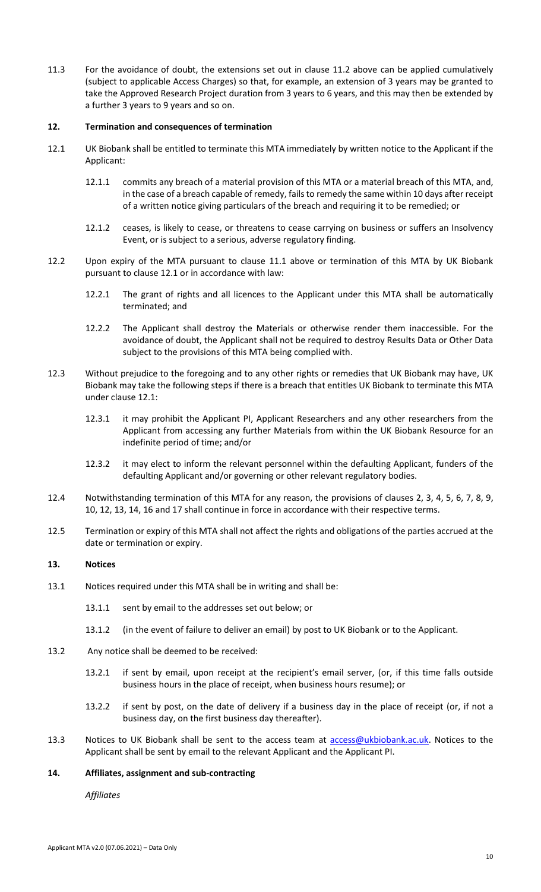11.3 For the avoidance of doubt, the extensions set out in clause 11.2 above can be applied cumulatively (subject to applicable Access Charges) so that, for example, an extension of 3 years may be granted to take the Approved Research Project duration from 3 years to 6 years, and this may then be extended by a further 3 years to 9 years and so on.

## 12. Termination and consequences of termination

12.1 UK Biobank shall be entitled to terminate this MTA immediately by written notice to the Applicant if the Applicant:

12.1.1 commits any breach of a material provision of this MTA or a material breach of this MTA, and, in the case of a breach capable of remedy, fails to remedy the same within 10 days after receipt of a written notice giving particulars of the breach and requiring it to be remedied; or

12.1.2 ceases, is likely to cease, or threatens to cease carrying on business or suffers an Insolvency Event, or is subject to a serious, adverse regulatory finding.

12.2 Upon expiry of the MTA pursuant to clause 11.1 above or termination of this MTA by UK Biobank pursuant to clause 12.1 or in accordance with law:

12.2.1 The grant of rights and all licences to the Applicant under this MTA shall be automatically terminated; and

12.2.2 The Applicant shall destroy the Materials or otherwise render them inaccessible. For the avoidance of doubt, the Applicant shall not be required to destroy Results Data or Other Data subject to the provisions of this MTA being complied with.

12.3 Without prejudice to the foregoing and to any other rights or remedies that UK Biobank may have, UK Biobank may take the following steps if there is a breach that entitles UK Biobank to terminate this MTA under clause 12.1:

12.3.1 it may prohibit the Applicant PI, Applicant Researchers and any other researchers from the Applicant from accessing any further Materials from within the UK Biobank Resource for an indefinite period of time; and/or

12.3.2 it may elect to inform the relevant personnel within the defaulting Applicant, funders of the defaulting Applicant and/or governing or other relevant regulatory bodies.

12.4 Notwithstanding termination of this MTA for any reason, the provisions of clauses 2, 3, 4, 5, 6, 7, 8, 9, 10, 12, 13, 14, 16 and 17 shall continue in force in accordance with their respective terms.

12.5 Termination or expiry of this MTA shall not affect the rights and obligations of the parties accrued at the date or termination or expiry.

## 13. Notices

13.1 Notices required under this MTA shall be in writing and shall be:

13.1.1 sent by email to the addresses set out below; or

13.1.2 (in the event of failure to deliver an email) by post to UK Biobank or to the Applicant.

13.2 Any notice shall be deemed to be received:

13.2.1 if sent by email, upon receipt at the recipient's email server, (or, if this time falls outside business hours in the place of receipt, when business hours resume); or

13.2.2 if sent by post, on the date of delivery if a business day in the place of receipt (or, if not a business day, on the first business day thereafter).

13.3 Notices to UK Biobank shall be sent to the access team at access@ukbiobank.ac.uk. Notices to the Applicant shall be sent by email to the relevant Applicant and the Applicant PI.

## 14. Affiliates, assignment and sub-contracting

*Affiliates*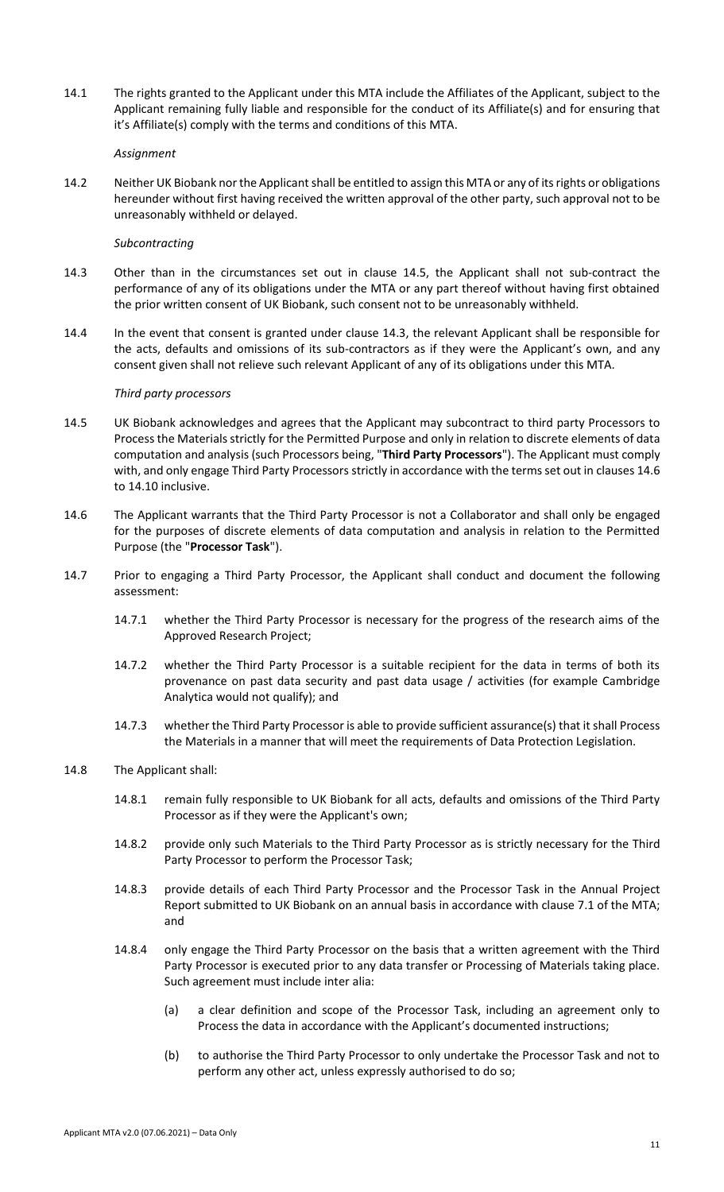14.1 The rights granted to the Applicant under this MTA include the Affiliates of the Applicant, subject to the Applicant remaining fully liable and responsible for the conduct of its Affiliate(s) and for ensuring that it's Affiliate(s) comply with the terms and conditions of this MTA.

*Assignment*

14.2 Neither UK Biobank nor the Applicant shall be entitled to assign this MTA or any of its rights or obligations hereunder without first having received the written approval of the other party, such approval not to be unreasonably withheld or delayed.

*Subcontracting*

14.3 Other than in the circumstances set out in clause 14.5, the Applicant shall not sub-contract the performance of any of its obligations under the MTA or any part thereof without having first obtained the prior written consent of UK Biobank, such consent not to be unreasonably withheld.

14.4 In the event that consent is granted under clause 14.3, the relevant Applicant shall be responsible for the acts, defaults and omissions of its sub-contractors as if they were the Applicant's own, and any consent given shall not relieve such relevant Applicant of any of its obligations under this MTA.

*Third party processors*

14.5 UK Biobank acknowledges and agrees that the Applicant may subcontract to third party Processors to Process the Materials strictly for the Permitted Purpose and only in relation to discrete elements of data computation and analysis (such Processors being, "**Third Party Processors**"). The Applicant must comply with, and only engage Third Party Processors strictly in accordance with the terms set out in clauses 14.6 to 14.10 inclusive.

14.6 The Applicant warrants that the Third Party Processor is not a Collaborator and shall only be engaged for the purposes of discrete elements of data computation and analysis in relation to the Permitted Purpose (the "**Processor Task**").

14.7 Prior to engaging a Third Party Processor, the Applicant shall conduct and document the following assessment:

14.7.1 whether the Third Party Processor is necessary for the progress of the research aims of the Approved Research Project;

14.7.2 whether the Third Party Processor is a suitable recipient for the data in terms of both its provenance on past data security and past data usage / activities (for example Cambridge Analytica would not qualify); and

14.7.3 whether the Third Party Processor is able to provide sufficient assurance(s) that it shall Process the Materials in a manner that will meet the requirements of Data Protection Legislation.

14.8 The Applicant shall:

14.8.1 remain fully responsible to UK Biobank for all acts, defaults and omissions of the Third Party Processor as if they were the Applicant's own;

14.8.2 provide only such Materials to the Third Party Processor as is strictly necessary for the Third Party Processor to perform the Processor Task;

14.8.3 provide details of each Third Party Processor and the Processor Task in the Annual Project Report submitted to UK Biobank on an annual basis in accordance with clause 7.1 of the MTA; and

14.8.4 only engage the Third Party Processor on the basis that a written agreement with the Third Party Processor is executed prior to any data transfer or Processing of Materials taking place. Such agreement must include inter alia:

(a) a clear definition and scope of the Processor Task, including an agreement only to Process the data in accordance with the Applicant's documented instructions;

(b) to authorise the Third Party Processor to only undertake the Processor Task and not to perform any other act, unless expressly authorised to do so;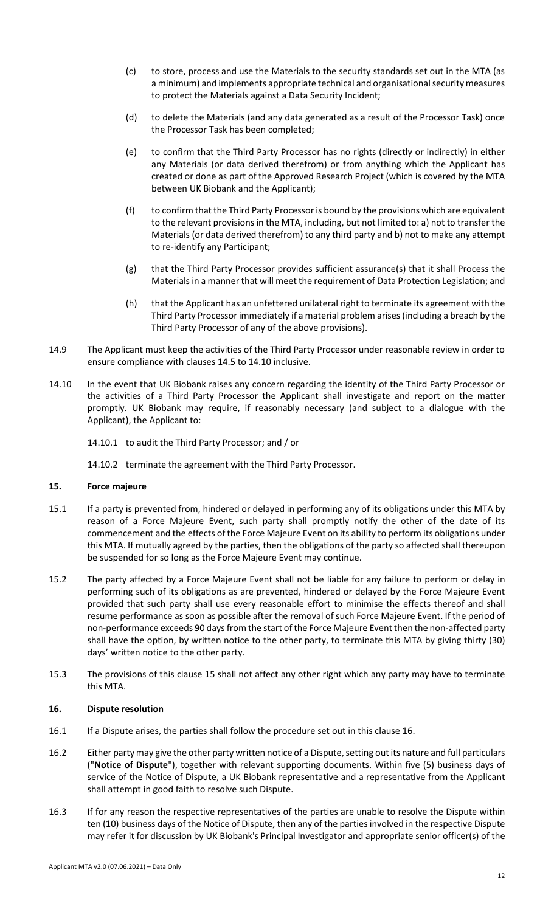(c) to store, process and use the Materials to the security standards set out in the MTA (as a minimum) and implements appropriate technical and organisational security measures to protect the Materials against a Data Security Incident;

(d) to delete the Materials (and any data generated as a result of the Processor Task) once the Processor Task has been completed;

(e) to confirm that the Third Party Processor has no rights (directly or indirectly) in either any Materials (or data derived therefrom) or from anything which the Applicant has created or done as part of the Approved Research Project (which is covered by the MTA between UK Biobank and the Applicant);

(f) to confirm that the Third Party Processor is bound by the provisions which are equivalent to the relevant provisions in the MTA, including, but not limited to: a) not to transfer the Materials (or data derived therefrom) to any third party and b) not to make any attempt to re-identify any Participant;

(g) that the Third Party Processor provides sufficient assurance(s) that it shall Process the Materials in a manner that will meet the requirement of Data Protection Legislation; and

(h) that the Applicant has an unfettered unilateral right to terminate its agreement with the Third Party Processor immediately if a material problem arises (including a breach by the Third Party Processor of any of the above provisions).

14.9 The Applicant must keep the activities of the Third Party Processor under reasonable review in order to ensure compliance with clauses 14.5 to 14.10 inclusive.

14.10 In the event that UK Biobank raises any concern regarding the identity of the Third Party Processor or the activities of a Third Party Processor the Applicant shall investigate and report on the matter promptly. UK Biobank may require, if reasonably necessary (and subject to a dialogue with the Applicant), the Applicant to:

14.10.1 to audit the Third Party Processor; and / or

14.10.2 terminate the agreement with the Third Party Processor.

## 15. Force majeure

15.1 If a party is prevented from, hindered or delayed in performing any of its obligations under this MTA by reason of a Force Majeure Event, such party shall promptly notify the other of the date of its commencement and the effects of the Force Majeure Event on its ability to perform its obligations under this MTA. If mutually agreed by the parties, then the obligations of the party so affected shall thereupon be suspended for so long as the Force Majeure Event may continue.

15.2 The party affected by a Force Majeure Event shall not be liable for any failure to perform or delay in performing such of its obligations as are prevented, hindered or delayed by the Force Majeure Event provided that such party shall use every reasonable effort to minimise the effects thereof and shall resume performance as soon as possible after the removal of such Force Majeure Event. If the period of non-performance exceeds 90 days from the start of the Force Majeure Event then the non-affected party shall have the option, by written notice to the other party, to terminate this MTA by giving thirty (30) days' written notice to the other party.

15.3 The provisions of this clause 15 shall not affect any other right which any party may have to terminate this MTA.

## 16. Dispute resolution

16.1 If a Dispute arises, the parties shall follow the procedure set out in this clause 16.

16.2 Either party may give the other party written notice of a Dispute, setting out its nature and full particulars ("**Notice of Dispute**"), together with relevant supporting documents. Within five (5) business days of service of the Notice of Dispute, a UK Biobank representative and a representative from the Applicant shall attempt in good faith to resolve such Dispute.

16.3 If for any reason the respective representatives of the parties are unable to resolve the Dispute within ten (10) business days of the Notice of Dispute, then any of the parties involved in the respective Dispute may refer it for discussion by UK Biobank's Principal Investigator and appropriate senior officer(s) of the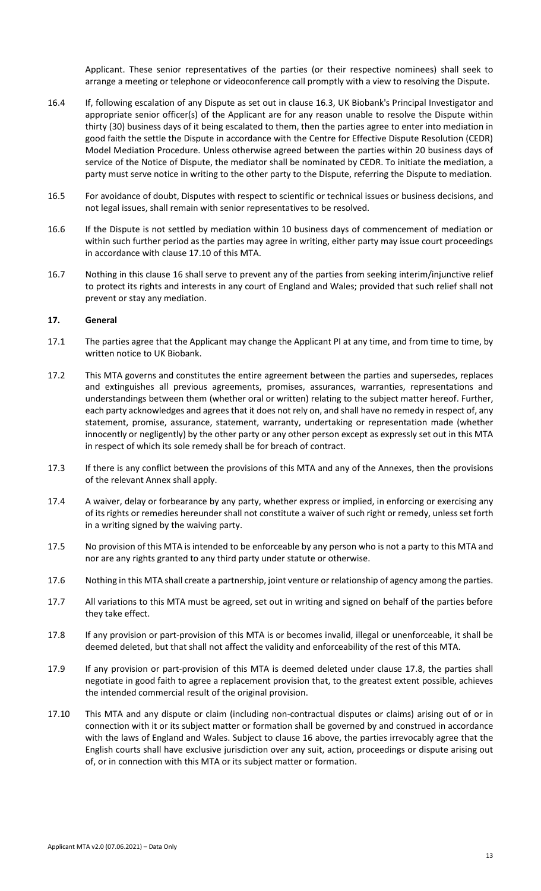Applicant. These senior representatives of the parties (or their respective nominees) shall seek to arrange a meeting or telephone or videoconference call promptly with a view to resolving the Dispute.

16.4 If, following escalation of any Dispute as set out in clause 16.3, UK Biobank's Principal Investigator and appropriate senior officer(s) of the Applicant are for any reason unable to resolve the Dispute within thirty (30) business days of it being escalated to them, then the parties agree to enter into mediation in good faith the settle the Dispute in accordance with the Centre for Effective Dispute Resolution (CEDR) Model Mediation Procedure. Unless otherwise agreed between the parties within 20 business days of service of the Notice of Dispute, the mediator shall be nominated by CEDR. To initiate the mediation, a party must serve notice in writing to the other party to the Dispute, referring the Dispute to mediation.

16.5 For avoidance of doubt, Disputes with respect to scientific or technical issues or business decisions, and not legal issues, shall remain with senior representatives to be resolved.

16.6 If the Dispute is not settled by mediation within 10 business days of commencement of mediation or within such further period as the parties may agree in writing, either party may issue court proceedings in accordance with clause 17.10 of this MTA.

16.7 Nothing in this clause 16 shall serve to prevent any of the parties from seeking interim/injunctive relief to protect its rights and interests in any court of England and Wales; provided that such relief shall not prevent or stay any mediation.

**17. General**

17.1 The parties agree that the Applicant may change the Applicant PI at any time, and from time to time, by written notice to UK Biobank.

17.2 This MTA governs and constitutes the entire agreement between the parties and supersedes, replaces and extinguishes all previous agreements, promises, assurances, warranties, representations and understandings between them (whether oral or written) relating to the subject matter hereof. Further, each party acknowledges and agrees that it does not rely on, and shall have no remedy in respect of, any statement, promise, assurance, statement, warranty, undertaking or representation made (whether innocently or negligently) by the other party or any other person except as expressly set out in this MTA in respect of which its sole remedy shall be for breach of contract.

17.3 If there is any conflict between the provisions of this MTA and any of the Annexes, then the provisions of the relevant Annex shall apply.

17.4 A waiver, delay or forbearance by any party, whether express or implied, in enforcing or exercising any of its rights or remedies hereunder shall not constitute a waiver of such right or remedy, unless set forth in a writing signed by the waiving party.

17.5 No provision of this MTA is intended to be enforceable by any person who is not a party to this MTA and nor are any rights granted to any third party under statute or otherwise.

17.6 Nothing in this MTA shall create a partnership, joint venture or relationship of agency among the parties.

17.7 All variations to this MTA must be agreed, set out in writing and signed on behalf of the parties before they take effect.

17.8 If any provision or part-provision of this MTA is or becomes invalid, illegal or unenforceable, it shall be deemed deleted, but that shall not affect the validity and enforceability of the rest of this MTA.

17.9 If any provision or part-provision of this MTA is deemed deleted under clause 17.8, the parties shall negotiate in good faith to agree a replacement provision that, to the greatest extent possible, achieves the intended commercial result of the original provision.

17.10 This MTA and any dispute or claim (including non-contractual disputes or claims) arising out of or in connection with it or its subject matter or formation shall be governed by and construed in accordance with the laws of England and Wales. Subject to clause 16 above, the parties irrevocably agree that the English courts shall have exclusive jurisdiction over any suit, action, proceedings or dispute arising out of, or in connection with this MTA or its subject matter or formation.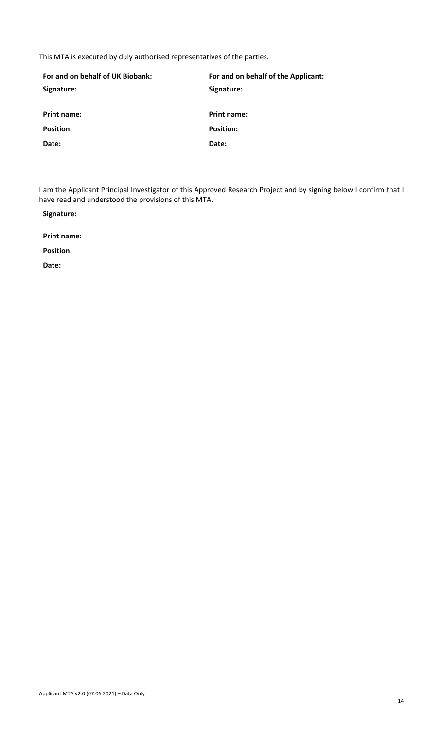This MTA is executed by duly authorised representatives of the parties.

| For and on behalf of UK Biobank: | For and on behalf of the Applicant: |
| --- | --- |
| **Signature:** | **Signature:** |
| **Print name:** | **Print name:** |
| **Position:** | **Position:** |
| **Date:** | **Date:** |

I am the Applicant Principal Investigator of this Approved Research Project and by signing below I confirm that I have read and understood the provisions of this MTA.

**Signature:**

**Print name:**

**Position:**

**Date:**

Applicant MTA v2.0 (07.06.2021) – Data Only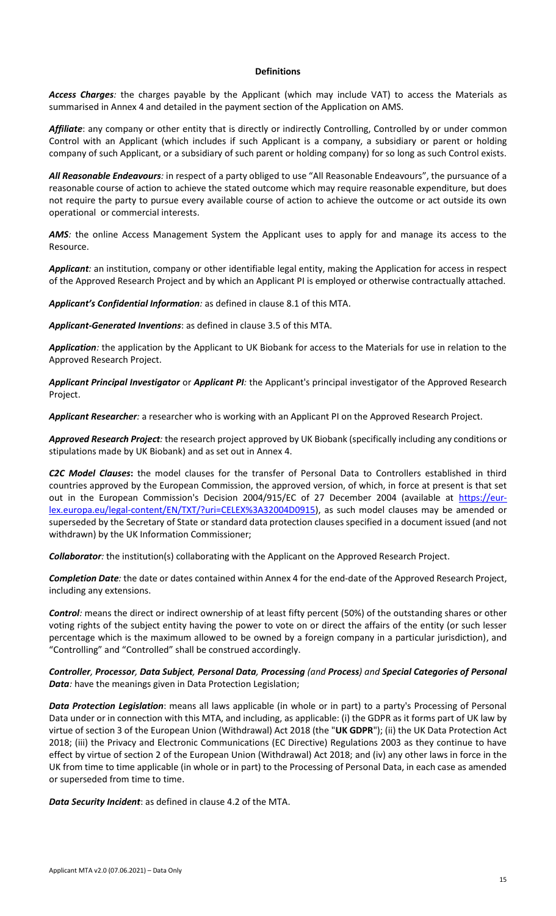## Definitions

***Access Charges**:* the charges payable by the Applicant (which may include VAT) to access the Materials as summarised in Annex 4 and detailed in the payment section of the Application on AMS.

***Affiliate***: any company or other entity that is directly or indirectly Controlling, Controlled by or under common Control with an Applicant (which includes if such Applicant is a company, a subsidiary or parent or holding company of such Applicant, or a subsidiary of such parent or holding company) for so long as such Control exists.

***All Reasonable Endeavours**:* in respect of a party obliged to use "All Reasonable Endeavours", the pursuance of a reasonable course of action to achieve the stated outcome which may require reasonable expenditure, but does not require the party to pursue every available course of action to achieve the outcome or act outside its own operational or commercial interests.

***AMS**:* the online Access Management System the Applicant uses to apply for and manage its access to the Resource.

***Applicant**:* an institution, company or other identifiable legal entity, making the Application for access in respect of the Approved Research Project and by which an Applicant PI is employed or otherwise contractually attached.

***Applicant's Confidential Information**:* as defined in clause 8.1 of this MTA.

***Applicant-Generated Inventions***: as defined in clause 3.5 of this MTA.

***Application**:* the application by the Applicant to UK Biobank for access to the Materials for use in relation to the Approved Research Project.

***Applicant Principal Investigator*** or ***Applicant PI**:* the Applicant's principal investigator of the Approved Research Project.

***Applicant Researcher**:* a researcher who is working with an Applicant PI on the Approved Research Project.

***Approved Research Project**:* the research project approved by UK Biobank (specifically including any conditions or stipulations made by UK Biobank) and as set out in Annex 4.

***C2C Model Clauses*:** the model clauses for the transfer of Personal Data to Controllers established in third countries approved by the European Commission, the approved version, of which, in force at present is that set out in the European Commission's Decision 2004/915/EC of 27 December 2004 (available at https://eur-lex.europa.eu/legal-content/EN/TXT/?uri=CELEX%3A32004D0915), as such model clauses may be amended or superseded by the Secretary of State or standard data protection clauses specified in a document issued (and not withdrawn) by the UK Information Commissioner;

***Collaborator**:* the institution(s) collaborating with the Applicant on the Approved Research Project.

***Completion Date**:* the date or dates contained within Annex 4 for the end-date of the Approved Research Project, including any extensions.

***Control**:* means the direct or indirect ownership of at least fifty percent (50%) of the outstanding shares or other voting rights of the subject entity having the power to vote on or direct the affairs of the entity (or such lesser percentage which is the maximum allowed to be owned by a foreign company in a particular jurisdiction), and "Controlling" and "Controlled" shall be construed accordingly.

***Controller**, **Processor**, **Data Subject**, **Personal Data**, **Processing** (and **Process**) and **Special Categories of Personal Data**:* have the meanings given in Data Protection Legislation;

***Data Protection Legislation***: means all laws applicable (in whole or in part) to a party's Processing of Personal Data under or in connection with this MTA, and including, as applicable: (i) the GDPR as it forms part of UK law by virtue of section 3 of the European Union (Withdrawal) Act 2018 (the "**UK GDPR**"); (ii) the UK Data Protection Act 2018; (iii) the Privacy and Electronic Communications (EC Directive) Regulations 2003 as they continue to have effect by virtue of section 2 of the European Union (Withdrawal) Act 2018; and (iv) any other laws in force in the UK from time to time applicable (in whole or in part) to the Processing of Personal Data, in each case as amended or superseded from time to time.

***Data Security Incident***: as defined in clause 4.2 of the MTA.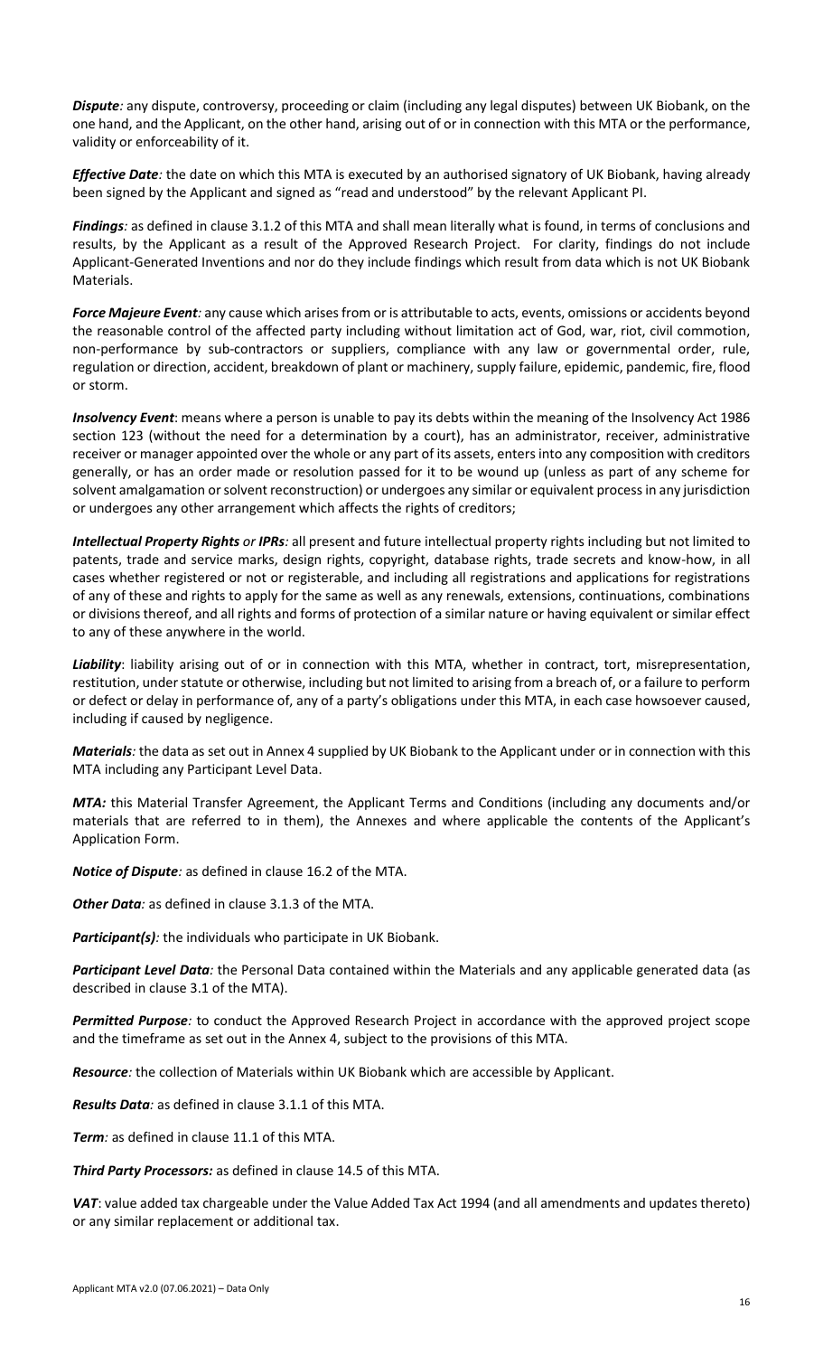***Dispute**:* any dispute, controversy, proceeding or claim (including any legal disputes) between UK Biobank, on the one hand, and the Applicant, on the other hand, arising out of or in connection with this MTA or the performance, validity or enforceability of it.

***Effective Date**:* the date on which this MTA is executed by an authorised signatory of UK Biobank, having already been signed by the Applicant and signed as "read and understood" by the relevant Applicant PI.

***Findings**:* as defined in clause 3.1.2 of this MTA and shall mean literally what is found, in terms of conclusions and results, by the Applicant as a result of the Approved Research Project. For clarity, findings do not include Applicant-Generated Inventions and nor do they include findings which result from data which is not UK Biobank Materials.

***Force Majeure Event**:* any cause which arises from or is attributable to acts, events, omissions or accidents beyond the reasonable control of the affected party including without limitation act of God, war, riot, civil commotion, non-performance by sub-contractors or suppliers, compliance with any law or governmental order, rule, regulation or direction, accident, breakdown of plant or machinery, supply failure, epidemic, pandemic, fire, flood or storm.

***Insolvency Event***: means where a person is unable to pay its debts within the meaning of the Insolvency Act 1986 section 123 (without the need for a determination by a court), has an administrator, receiver, administrative receiver or manager appointed over the whole or any part of its assets, enters into any composition with creditors generally, or has an order made or resolution passed for it to be wound up (unless as part of any scheme for solvent amalgamation or solvent reconstruction) or undergoes any similar or equivalent process in any jurisdiction or undergoes any other arrangement which affects the rights of creditors;

***Intellectual Property Rights** or **IPRs**:* all present and future intellectual property rights including but not limited to patents, trade and service marks, design rights, copyright, database rights, trade secrets and know-how, in all cases whether registered or not or registerable, and including all registrations and applications for registrations of any of these and rights to apply for the same as well as any renewals, extensions, continuations, combinations or divisions thereof, and all rights and forms of protection of a similar nature or having equivalent or similar effect to any of these anywhere in the world.

***Liability***: liability arising out of or in connection with this MTA, whether in contract, tort, misrepresentation, restitution, under statute or otherwise, including but not limited to arising from a breach of, or a failure to perform or defect or delay in performance of, any of a party's obligations under this MTA, in each case howsoever caused, including if caused by negligence.

***Materials**:* the data as set out in Annex 4 supplied by UK Biobank to the Applicant under or in connection with this MTA including any Participant Level Data.

***MTA:*** this Material Transfer Agreement, the Applicant Terms and Conditions (including any documents and/or materials that are referred to in them), the Annexes and where applicable the contents of the Applicant's Application Form.

***Notice of Dispute**:* as defined in clause 16.2 of the MTA.

***Other Data**:* as defined in clause 3.1.3 of the MTA.

***Participant(s)**:* the individuals who participate in UK Biobank.

***Participant Level Data**:* the Personal Data contained within the Materials and any applicable generated data (as described in clause 3.1 of the MTA).

***Permitted Purpose**:* to conduct the Approved Research Project in accordance with the approved project scope and the timeframe as set out in the Annex 4, subject to the provisions of this MTA.

***Resource**:* the collection of Materials within UK Biobank which are accessible by Applicant.

***Results Data**:* as defined in clause 3.1.1 of this MTA.

***Term**:* as defined in clause 11.1 of this MTA.

***Third Party Processors:*** as defined in clause 14.5 of this MTA.

***VAT***: value added tax chargeable under the Value Added Tax Act 1994 (and all amendments and updates thereto) or any similar replacement or additional tax.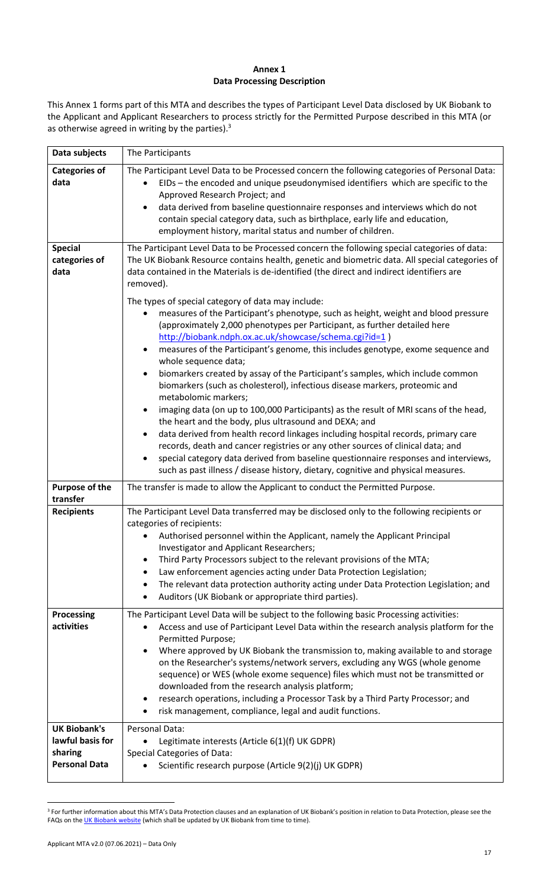**Annex 1**
**Data Processing Description**

This Annex 1 forms part of this MTA and describes the types of Participant Level Data disclosed by UK Biobank to the Applicant and Applicant Researchers to process strictly for the Permitted Purpose described in this MTA (or as otherwise agreed in writing by the parties).[3]

| **Data subjects** | The Participants |
|---|---|
| **Categories of data** | The Participant Level Data to be Processed concern the following categories of Personal Data:<br>• EIDs – the encoded and unique pseudonymised identifiers which are specific to the Approved Research Project; and<br>• data derived from baseline questionnaire responses and interviews which do not contain special category data, such as birthplace, early life and education, employment history, marital status and number of children. |
| **Special categories of data** | The Participant Level Data to be Processed concern the following special categories of data: The UK Biobank Resource contains health, genetic and biometric data. All special categories of data contained in the Materials is de-identified (the direct and indirect identifiers are removed).<br><br>The types of special category of data may include:<br>• measures of the Participant's phenotype, such as height, weight and blood pressure (approximately 2,000 phenotypes per Participant, as further detailed here http://biobank.ndph.ox.ac.uk/showcase/schema.cgi?id=1 )<br>• measures of the Participant's genome, this includes genotype, exome sequence and whole sequence data;<br>• biomarkers created by assay of the Participant's samples, which include common biomarkers (such as cholesterol), infectious disease markers, proteomic and metabolomic markers;<br>• imaging data (on up to 100,000 Participants) as the result of MRI scans of the head, the heart and the body, plus ultrasound and DEXA; and<br>• data derived from health record linkages including hospital records, primary care records, death and cancer registries or any other sources of clinical data; and<br>• special category data derived from baseline questionnaire responses and interviews, such as past illness / disease history, dietary, cognitive and physical measures. |
| **Purpose of the transfer** | The transfer is made to allow the Applicant to conduct the Permitted Purpose. |
| **Recipients** | The Participant Level Data transferred may be disclosed only to the following recipients or categories of recipients:<br>• Authorised personnel within the Applicant, namely the Applicant Principal Investigator and Applicant Researchers;<br>• Third Party Processors subject to the relevant provisions of the MTA;<br>• Law enforcement agencies acting under Data Protection Legislation;<br>• The relevant data protection authority acting under Data Protection Legislation; and<br>• Auditors (UK Biobank or appropriate third parties). |
| **Processing activities** | The Participant Level Data will be subject to the following basic Processing activities:<br>• Access and use of Participant Level Data within the research analysis platform for the Permitted Purpose;<br>• Where approved by UK Biobank the transmission to, making available to and storage on the Researcher's systems/network servers, excluding any WGS (whole genome sequence) or WES (whole exome sequence) files which must not be transmitted or downloaded from the research analysis platform;<br>• research operations, including a Processor Task by a Third Party Processor; and<br>• risk management, compliance, legal and audit functions. |
| **UK Biobank's lawful basis for sharing Personal Data** | Personal Data:<br>• Legitimate interests (Article 6(1)(f) UK GDPR)<br>Special Categories of Data:<br>• Scientific research purpose (Article 9(2)(j) UK GDPR) |

[3] For further information about this MTA's Data Protection clauses and an explanation of UK Biobank's position in relation to Data Protection, please see the FAQs on the UK Biobank website (which shall be updated by UK Biobank from time to time).

Applicant MTA v2.0 (07.06.2021) – Data Only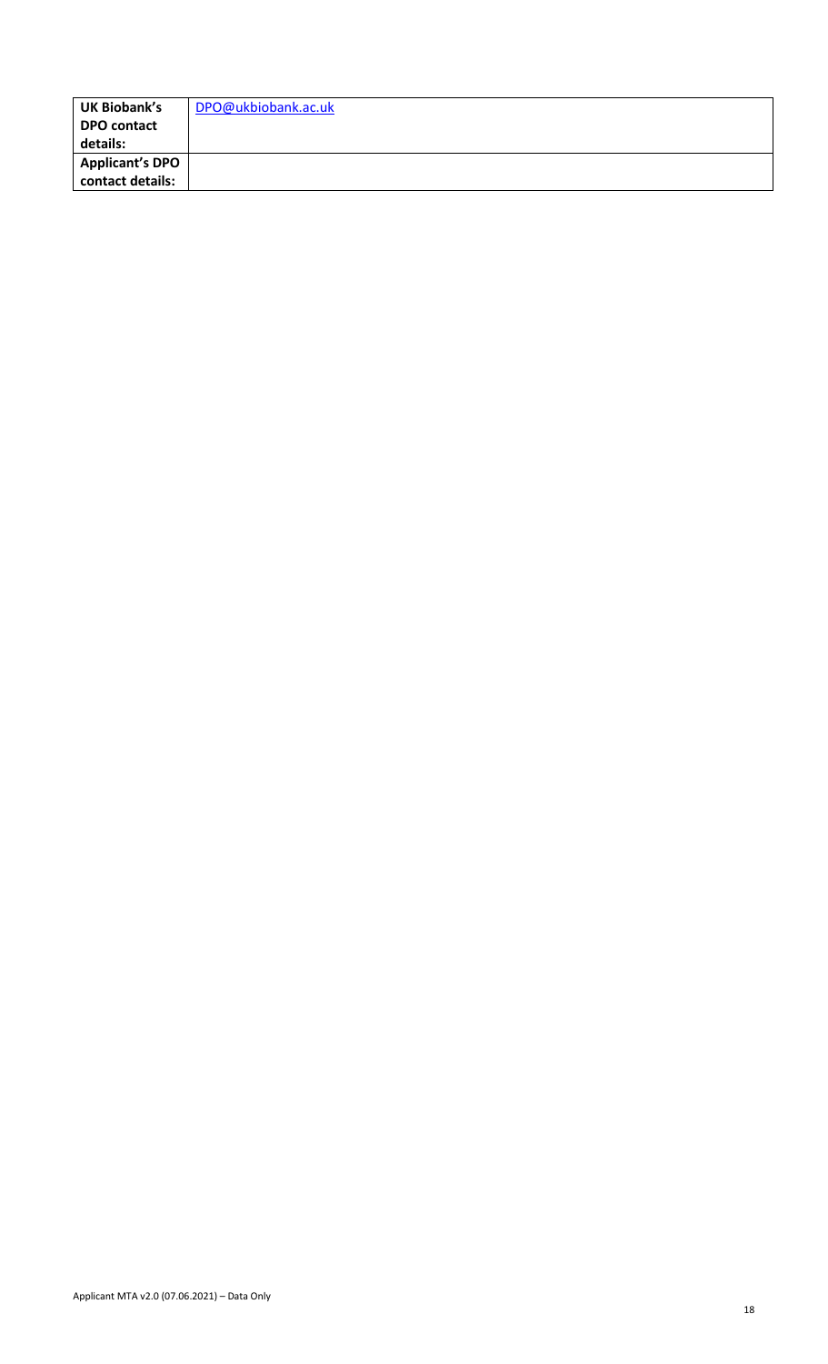| **UK Biobank's DPO contact details:** | DPO@ukbiobank.ac.uk |
| --- | --- |
| **Applicant's DPO contact details:** | |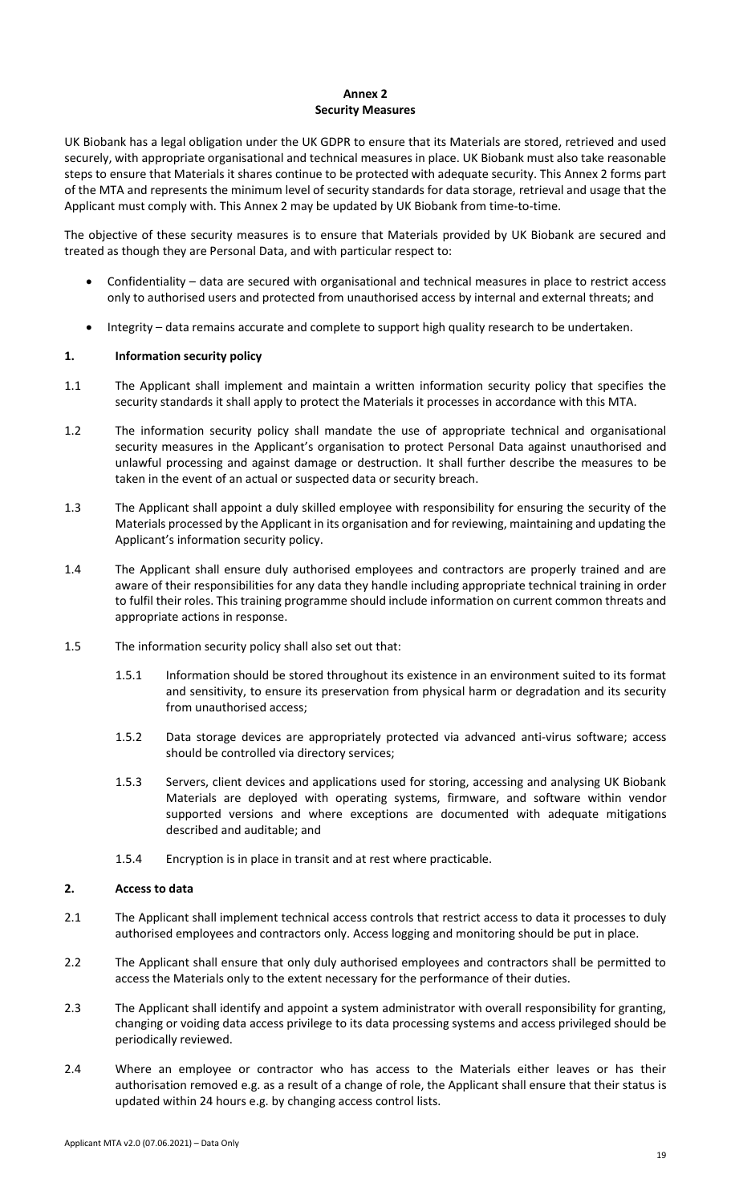# Annex 2
## Security Measures

UK Biobank has a legal obligation under the UK GDPR to ensure that its Materials are stored, retrieved and used securely, with appropriate organisational and technical measures in place. UK Biobank must also take reasonable steps to ensure that Materials it shares continue to be protected with adequate security. This Annex 2 forms part of the MTA and represents the minimum level of security standards for data storage, retrieval and usage that the Applicant must comply with. This Annex 2 may be updated by UK Biobank from time-to-time.

The objective of these security measures is to ensure that Materials provided by UK Biobank are secured and treated as though they are Personal Data, and with particular respect to:

- Confidentiality – data are secured with organisational and technical measures in place to restrict access only to authorised users and protected from unauthorised access by internal and external threats; and
- Integrity – data remains accurate and complete to support high quality research to be undertaken.

### 1. Information security policy

1.1 The Applicant shall implement and maintain a written information security policy that specifies the security standards it shall apply to protect the Materials it processes in accordance with this MTA.

1.2 The information security policy shall mandate the use of appropriate technical and organisational security measures in the Applicant's organisation to protect Personal Data against unauthorised and unlawful processing and against damage or destruction. It shall further describe the measures to be taken in the event of an actual or suspected data or security breach.

1.3 The Applicant shall appoint a duly skilled employee with responsibility for ensuring the security of the Materials processed by the Applicant in its organisation and for reviewing, maintaining and updating the Applicant's information security policy.

1.4 The Applicant shall ensure duly authorised employees and contractors are properly trained and are aware of their responsibilities for any data they handle including appropriate technical training in order to fulfil their roles. This training programme should include information on current common threats and appropriate actions in response.

1.5 The information security policy shall also set out that:

1.5.1 Information should be stored throughout its existence in an environment suited to its format and sensitivity, to ensure its preservation from physical harm or degradation and its security from unauthorised access;

1.5.2 Data storage devices are appropriately protected via advanced anti-virus software; access should be controlled via directory services;

1.5.3 Servers, client devices and applications used for storing, accessing and analysing UK Biobank Materials are deployed with operating systems, firmware, and software within vendor supported versions and where exceptions are documented with adequate mitigations described and auditable; and

1.5.4 Encryption is in place in transit and at rest where practicable.

### 2. Access to data

2.1 The Applicant shall implement technical access controls that restrict access to data it processes to duly authorised employees and contractors only. Access logging and monitoring should be put in place.

2.2 The Applicant shall ensure that only duly authorised employees and contractors shall be permitted to access the Materials only to the extent necessary for the performance of their duties.

2.3 The Applicant shall identify and appoint a system administrator with overall responsibility for granting, changing or voiding data access privilege to its data processing systems and access privileged should be periodically reviewed.

2.4 Where an employee or contractor who has access to the Materials either leaves or has their authorisation removed e.g. as a result of a change of role, the Applicant shall ensure that their status is updated within 24 hours e.g. by changing access control lists.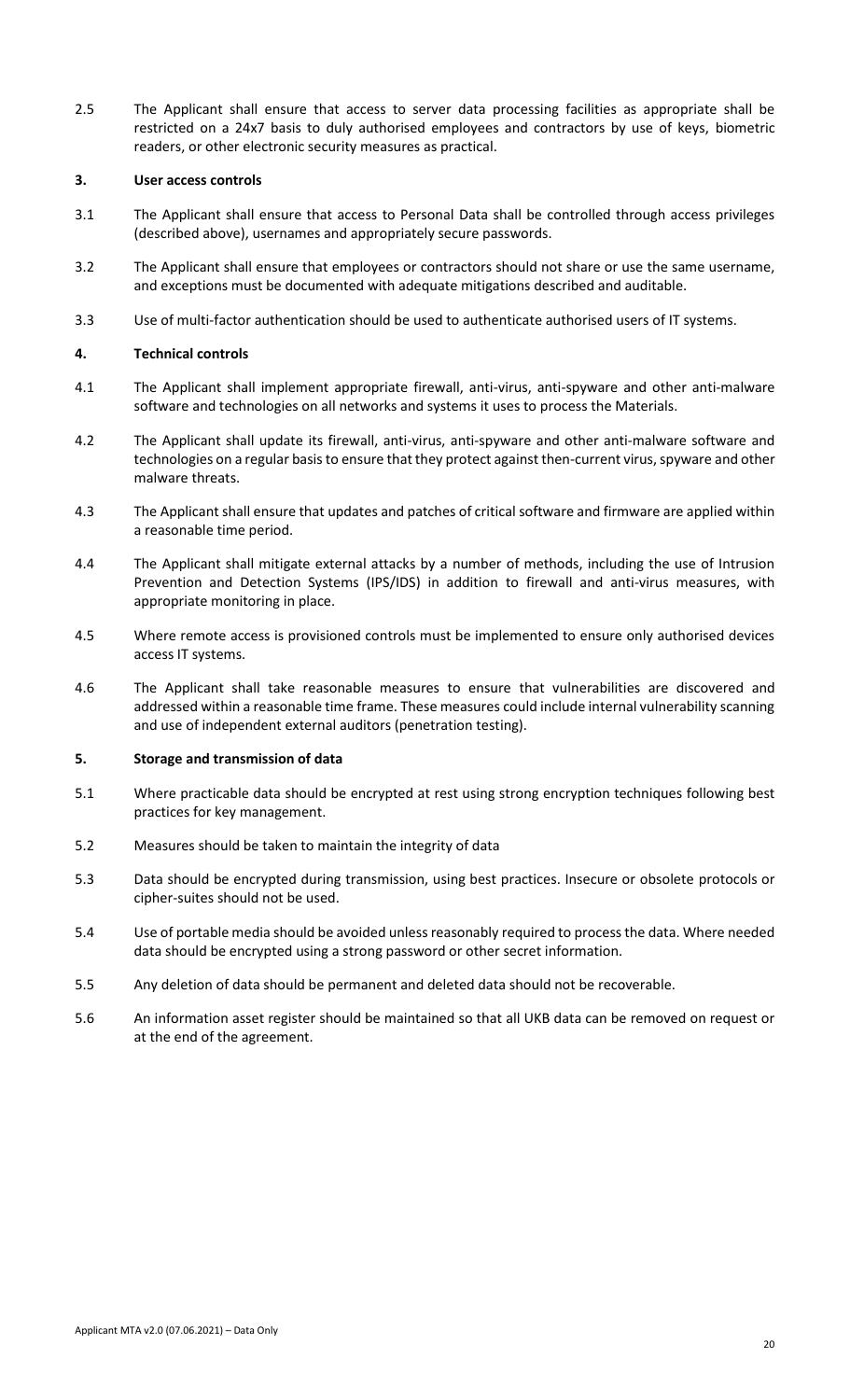2.5 The Applicant shall ensure that access to server data processing facilities as appropriate shall be restricted on a 24x7 basis to duly authorised employees and contractors by use of keys, biometric readers, or other electronic security measures as practical.

**3. User access controls**

3.1 The Applicant shall ensure that access to Personal Data shall be controlled through access privileges (described above), usernames and appropriately secure passwords.

3.2 The Applicant shall ensure that employees or contractors should not share or use the same username, and exceptions must be documented with adequate mitigations described and auditable.

3.3 Use of multi-factor authentication should be used to authenticate authorised users of IT systems.

**4. Technical controls**

4.1 The Applicant shall implement appropriate firewall, anti-virus, anti-spyware and other anti-malware software and technologies on all networks and systems it uses to process the Materials.

4.2 The Applicant shall update its firewall, anti-virus, anti-spyware and other anti-malware software and technologies on a regular basis to ensure that they protect against then-current virus, spyware and other malware threats.

4.3 The Applicant shall ensure that updates and patches of critical software and firmware are applied within a reasonable time period.

4.4 The Applicant shall mitigate external attacks by a number of methods, including the use of Intrusion Prevention and Detection Systems (IPS/IDS) in addition to firewall and anti-virus measures, with appropriate monitoring in place.

4.5 Where remote access is provisioned controls must be implemented to ensure only authorised devices access IT systems.

4.6 The Applicant shall take reasonable measures to ensure that vulnerabilities are discovered and addressed within a reasonable time frame. These measures could include internal vulnerability scanning and use of independent external auditors (penetration testing).

**5. Storage and transmission of data**

5.1 Where practicable data should be encrypted at rest using strong encryption techniques following best practices for key management.

5.2 Measures should be taken to maintain the integrity of data

5.3 Data should be encrypted during transmission, using best practices. Insecure or obsolete protocols or cipher-suites should not be used.

5.4 Use of portable media should be avoided unless reasonably required to process the data. Where needed data should be encrypted using a strong password or other secret information.

5.5 Any deletion of data should be permanent and deleted data should not be recoverable.

5.6 An information asset register should be maintained so that all UKB data can be removed on request or at the end of the agreement.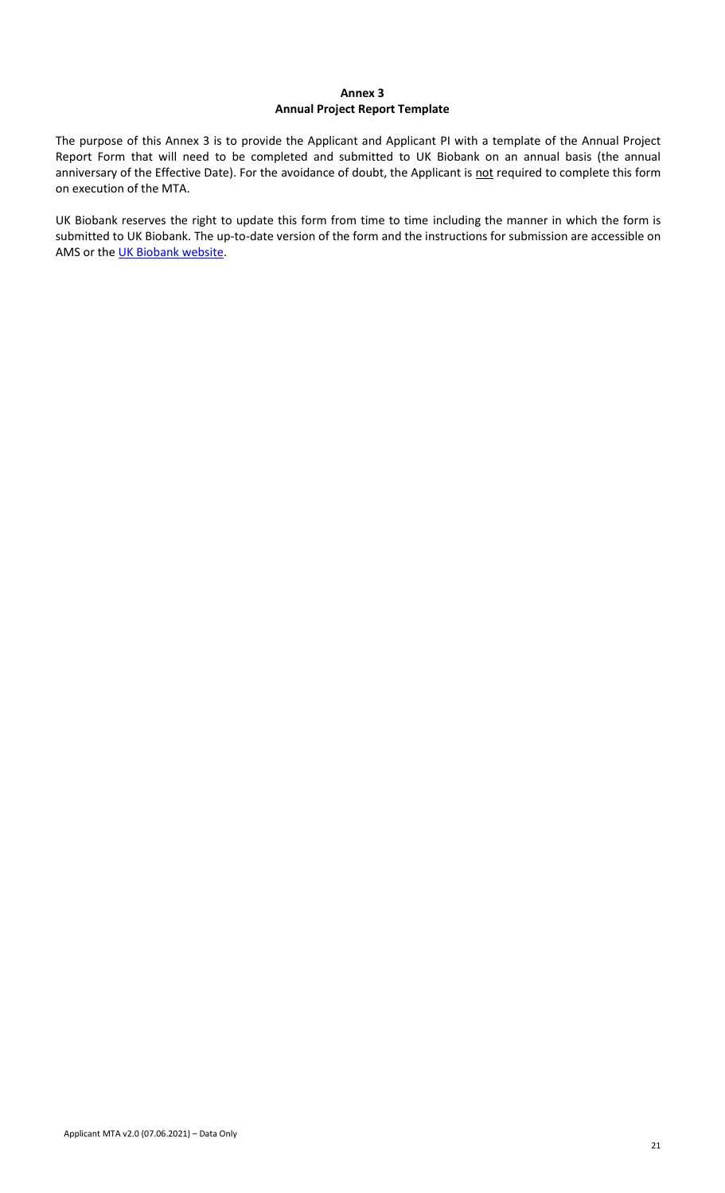# Annex 3
## Annual Project Report Template

The purpose of this Annex 3 is to provide the Applicant and Applicant PI with a template of the Annual Project Report Form that will need to be completed and submitted to UK Biobank on an annual basis (the annual anniversary of the Effective Date). For the avoidance of doubt, the Applicant is not required to complete this form on execution of the MTA.

UK Biobank reserves the right to update this form from time to time including the manner in which the form is submitted to UK Biobank. The up-to-date version of the form and the instructions for submission are accessible on AMS or the UK Biobank website.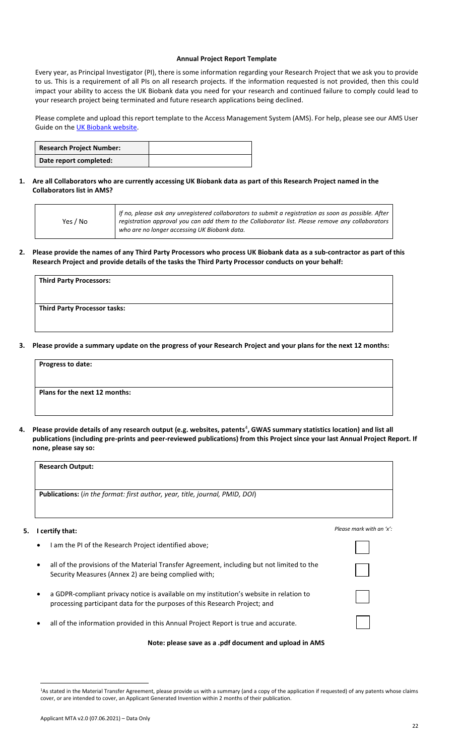### Annual Project Report Template

Every year, as Principal Investigator (PI), there is some information regarding your Research Project that we ask you to provide to us. This is a requirement of all PIs on all research projects. If the information requested is not provided, then this could impact your ability to access the UK Biobank data you need for your research and continued failure to comply could lead to your research project being terminated and future research applications being declined.

Please complete and upload this report template to the Access Management System (AMS). For help, please see our AMS User Guide on the UK Biobank website.

| **Research Project Number:** | |
|---|---|
| **Date report completed:** | |

**1. Are all Collaborators who are currently accessing UK Biobank data as part of this Research Project named in the Collaborators list in AMS?**

| Yes / No | *If no, please ask any unregistered collaborators to submit a registration as soon as possible. After registration approval you can add them to the Collaborator list. Please remove any collaborators who are no longer accessing UK Biobank data.* |
|---|---|

**2. Please provide the names of any Third Party Processors who process UK Biobank data as a sub-contractor as part of this Research Project and provide details of the tasks the Third Party Processor conducts on your behalf:**

| **Third Party Processors:** |
|---|
| **Third Party Processor tasks:** |

**3. Please provide a summary update on the progress of your Research Project and your plans for the next 12 months:**

| **Progress to date:** |
|---|
| **Plans for the next 12 months:** |

**4. Please provide details of any research output (e.g. websites, patents[4], GWAS summary statistics location) and list all publications (including pre-prints and peer-reviewed publications) from this Project since your last Annual Project Report. If none, please say so:**

| **Research Output:** |
|---|
| **Publications:** (*in the format: first author, year, title, journal, PMID, DOI*) |

**5. I certify that:**

*Please mark with an 'x':*

- I am the PI of the Research Project identified above; ☐
- all of the provisions of the Material Transfer Agreement, including but not limited to the Security Measures (Annex 2) are being complied with; ☐
- a GDPR-compliant privacy notice is available on my institution's website in relation to processing participant data for the purposes of this Research Project; and ☐
- all of the information provided in this Annual Project Report is true and accurate. ☐

**Note: please save as a .pdf document and upload in AMS**

---

[4] As stated in the Material Transfer Agreement, please provide us with a summary (and a copy of the application if requested) of any patents whose claims cover, or are intended to cover, an Applicant Generated Invention within 2 months of their publication.

Applicant MTA v2.0 (07.06.2021) – Data Only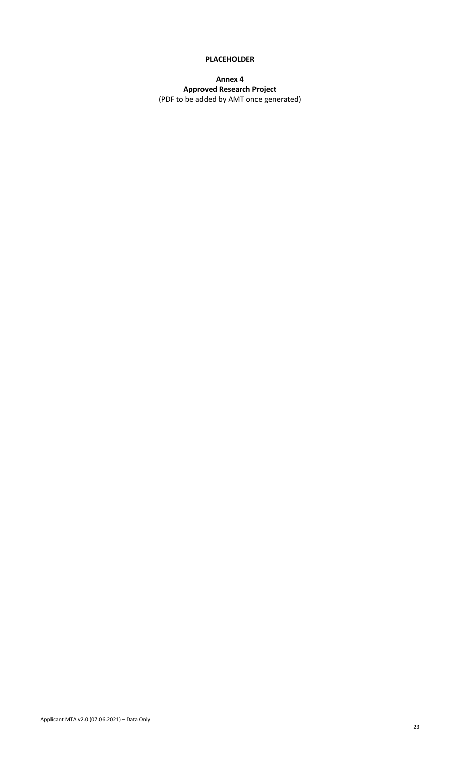**PLACEHOLDER**

**Annex 4**
**Approved Research Project**
(PDF to be added by AMT once generated)